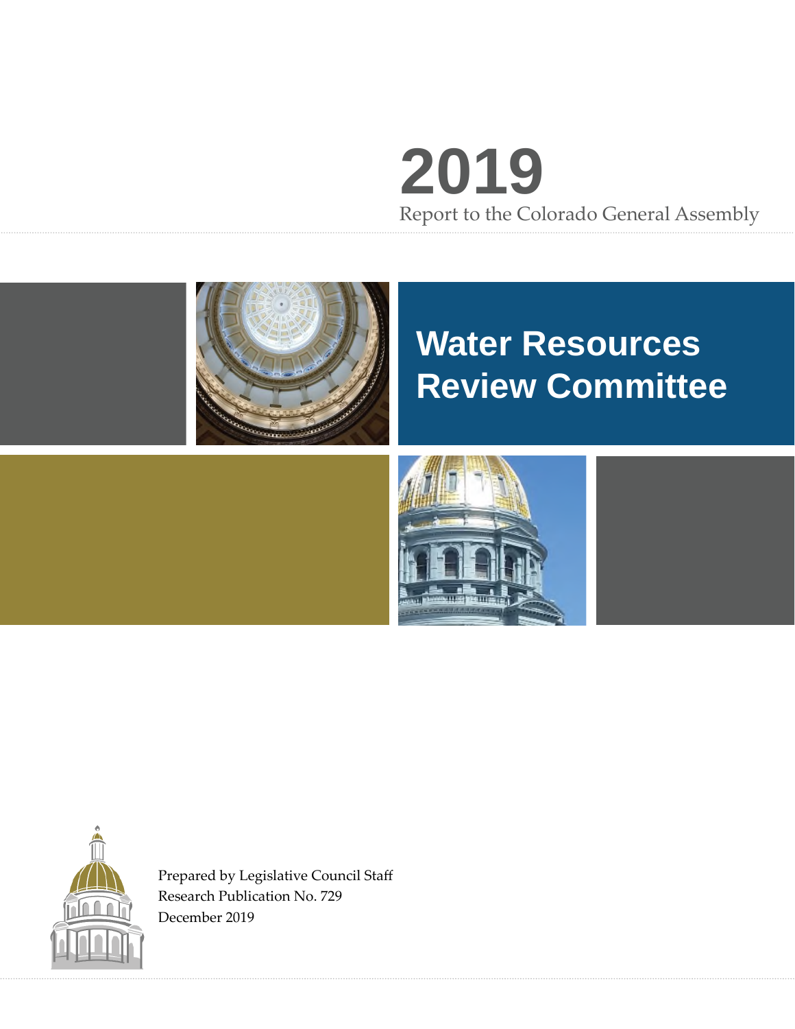# 2019

Report to the Colorado General Assembly

# Water Resources Review Committee

Prepared by Legislative Council Staff
Research Publication No. 729
December 2019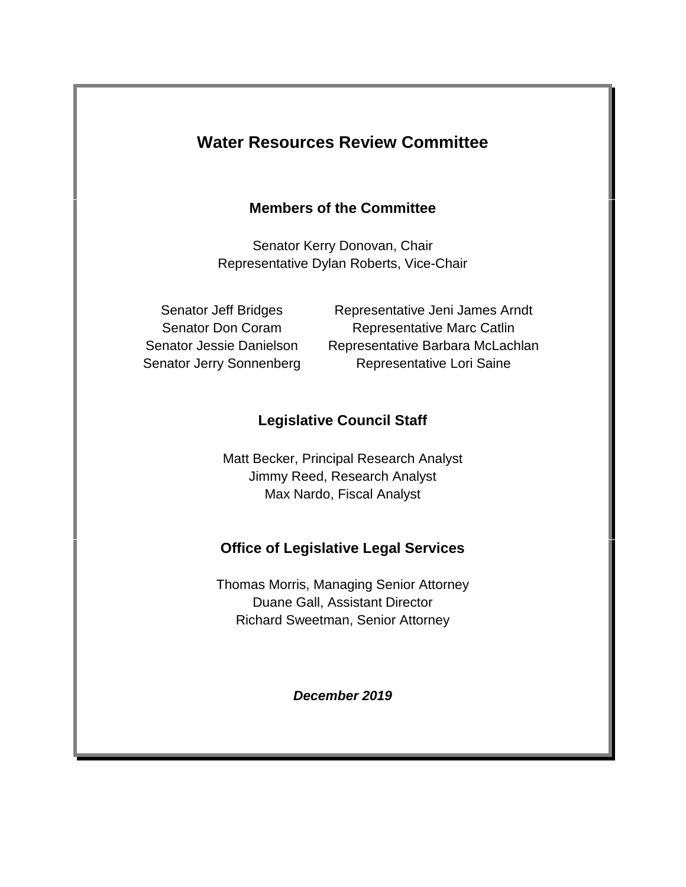# Water Resources Review Committee

## Members of the Committee

Senator Kerry Donovan, Chair
Representative Dylan Roberts, Vice-Chair

Senator Jeff Bridges
Senator Don Coram
Senator Jessie Danielson
Senator Jerry Sonnenberg

Representative Jeni James Arndt
Representative Marc Catlin
Representative Barbara McLachlan
Representative Lori Saine

## Legislative Council Staff

Matt Becker, Principal Research Analyst
Jimmy Reed, Research Analyst
Max Nardo, Fiscal Analyst

## Office of Legislative Legal Services

Thomas Morris, Managing Senior Attorney
Duane Gall, Assistant Director
Richard Sweetman, Senior Attorney

***December 2019***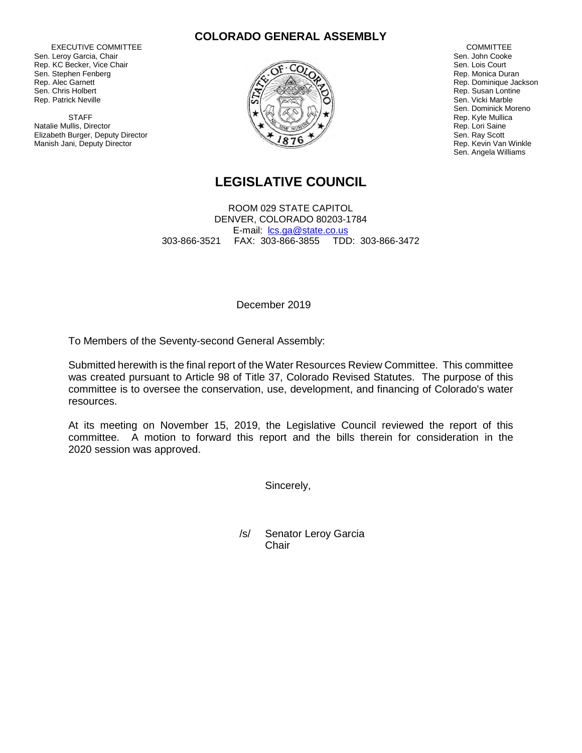# COLORADO GENERAL ASSEMBLY

EXECUTIVE COMMITTEE
Sen. Leroy Garcia, Chair
Rep. KC Becker, Vice Chair
Sen. Stephen Fenberg
Rep. Alec Garnett
Sen. Chris Holbert
Rep. Patrick Neville

STAFF
Natalie Mullis, Director
Elizabeth Burger, Deputy Director
Manish Jani, Deputy Director

COMMITTEE
Sen. John Cooke
Sen. Lois Court
Rep. Monica Duran
Rep. Dominique Jackson
Rep. Susan Lontine
Sen. Vicki Marble
Sen. Dominick Moreno
Rep. Kyle Mullica
Rep. Lori Saine
Sen. Ray Scott
Rep. Kevin Van Winkle
Sen. Angela Williams

## LEGISLATIVE COUNCIL

ROOM 029 STATE CAPITOL
DENVER, COLORADO 80203-1784
E-mail: lcs.ga@state.co.us
303-866-3521 FAX: 303-866-3855 TDD: 303-866-3472

December 2019

To Members of the Seventy-second General Assembly:

Submitted herewith is the final report of the Water Resources Review Committee. This committee was created pursuant to Article 98 of Title 37, Colorado Revised Statutes. The purpose of this committee is to oversee the conservation, use, development, and financing of Colorado's water resources.

At its meeting on November 15, 2019, the Legislative Council reviewed the report of this committee. A motion to forward this report and the bills therein for consideration in the 2020 session was approved.

Sincerely,

/s/ Senator Leroy Garcia
Chair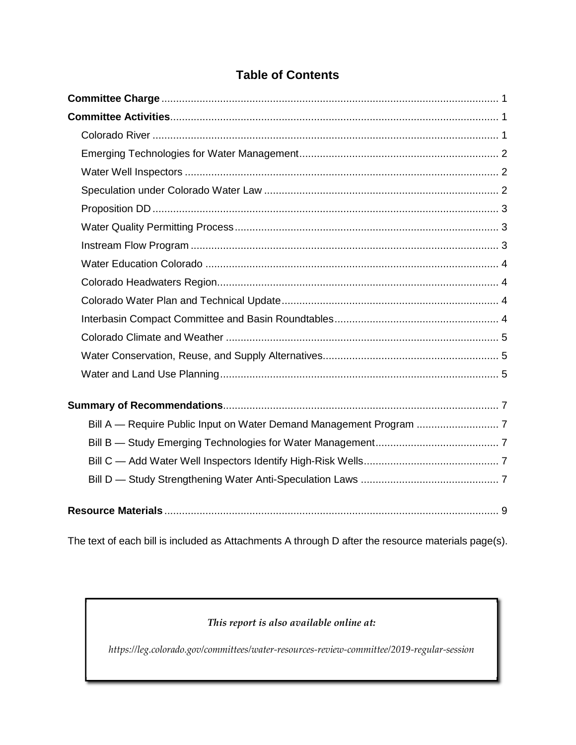# Table of Contents

**Committee Charge** ........................................................................................................ 1

**Committee Activities**.................................................................................................... 1

- Colorado River ........................................................................................................ 1
- Emerging Technologies for Water Management.................................................................... 2
- Water Well Inspectors ............................................................................................... 2
- Speculation under Colorado Water Law ................................................................................ 2
- Proposition DD ........................................................................................................ 3
- Water Quality Permitting Process.......................................................................................... 3
- Instream Flow Program ................................................................................................. 3
- Water Education Colorado ................................................................................................ 4
- Colorado Headwaters Region................................................................................................ 4
- Colorado Water Plan and Technical Update.......................................................................... 4
- Interbasin Compact Committee and Basin Roundtables........................................................ 4
- Colorado Climate and Weather ............................................................................................ 5
- Water Conservation, Reuse, and Supply Alternatives........................................................... 5
- Water and Land Use Planning.............................................................................................. 5

**Summary of Recommendations**................................................................................... 7

- Bill A — Require Public Input on Water Demand Management Program ............................ 7
- Bill B — Study Emerging Technologies for Water Management......................................... 7
- Bill C — Add Water Well Inspectors Identify High-Risk Wells............................................. 7
- Bill D — Study Strengthening Water Anti-Speculation Laws .............................................. 7

**Resource Materials** ...................................................................................................... 9

The text of each bill is included as Attachments A through D after the resource materials page(s).

*This report is also available online at:*

*https://leg.colorado.gov/committees/water-resources-review-committee/2019-regular-session*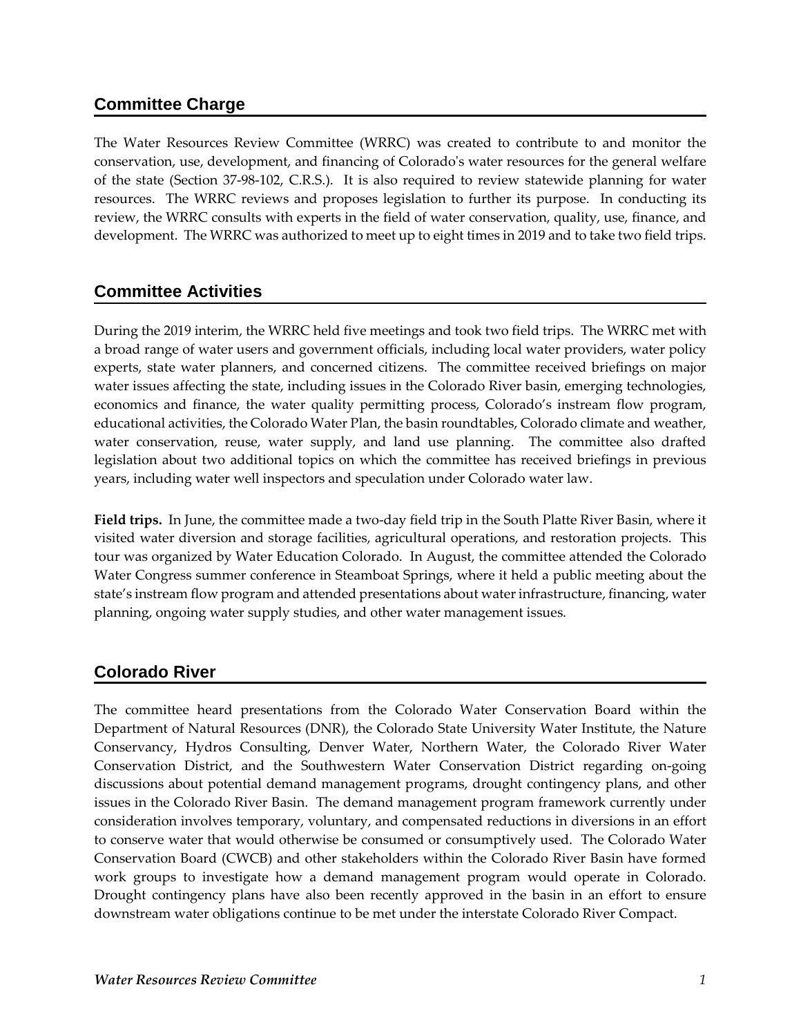## Committee Charge

The Water Resources Review Committee (WRRC) was created to contribute to and monitor the conservation, use, development, and financing of Colorado's water resources for the general welfare of the state (Section 37-98-102, C.R.S.). It is also required to review statewide planning for water resources. The WRRC reviews and proposes legislation to further its purpose. In conducting its review, the WRRC consults with experts in the field of water conservation, quality, use, finance, and development. The WRRC was authorized to meet up to eight times in 2019 and to take two field trips.

## Committee Activities

During the 2019 interim, the WRRC held five meetings and took two field trips. The WRRC met with a broad range of water users and government officials, including local water providers, water policy experts, state water planners, and concerned citizens. The committee received briefings on major water issues affecting the state, including issues in the Colorado River basin, emerging technologies, economics and finance, the water quality permitting process, Colorado's instream flow program, educational activities, the Colorado Water Plan, the basin roundtables, Colorado climate and weather, water conservation, reuse, water supply, and land use planning. The committee also drafted legislation about two additional topics on which the committee has received briefings in previous years, including water well inspectors and speculation under Colorado water law.

**Field trips.** In June, the committee made a two-day field trip in the South Platte River Basin, where it visited water diversion and storage facilities, agricultural operations, and restoration projects. This tour was organized by Water Education Colorado. In August, the committee attended the Colorado Water Congress summer conference in Steamboat Springs, where it held a public meeting about the state's instream flow program and attended presentations about water infrastructure, financing, water planning, ongoing water supply studies, and other water management issues.

## Colorado River

The committee heard presentations from the Colorado Water Conservation Board within the Department of Natural Resources (DNR), the Colorado State University Water Institute, the Nature Conservancy, Hydros Consulting, Denver Water, Northern Water, the Colorado River Water Conservation District, and the Southwestern Water Conservation District regarding on-going discussions about potential demand management programs, drought contingency plans, and other issues in the Colorado River Basin. The demand management program framework currently under consideration involves temporary, voluntary, and compensated reductions in diversions in an effort to conserve water that would otherwise be consumed or consumptively used. The Colorado Water Conservation Board (CWCB) and other stakeholders within the Colorado River Basin have formed work groups to investigate how a demand management program would operate in Colorado. Drought contingency plans have also been recently approved in the basin in an effort to ensure downstream water obligations continue to be met under the interstate Colorado River Compact.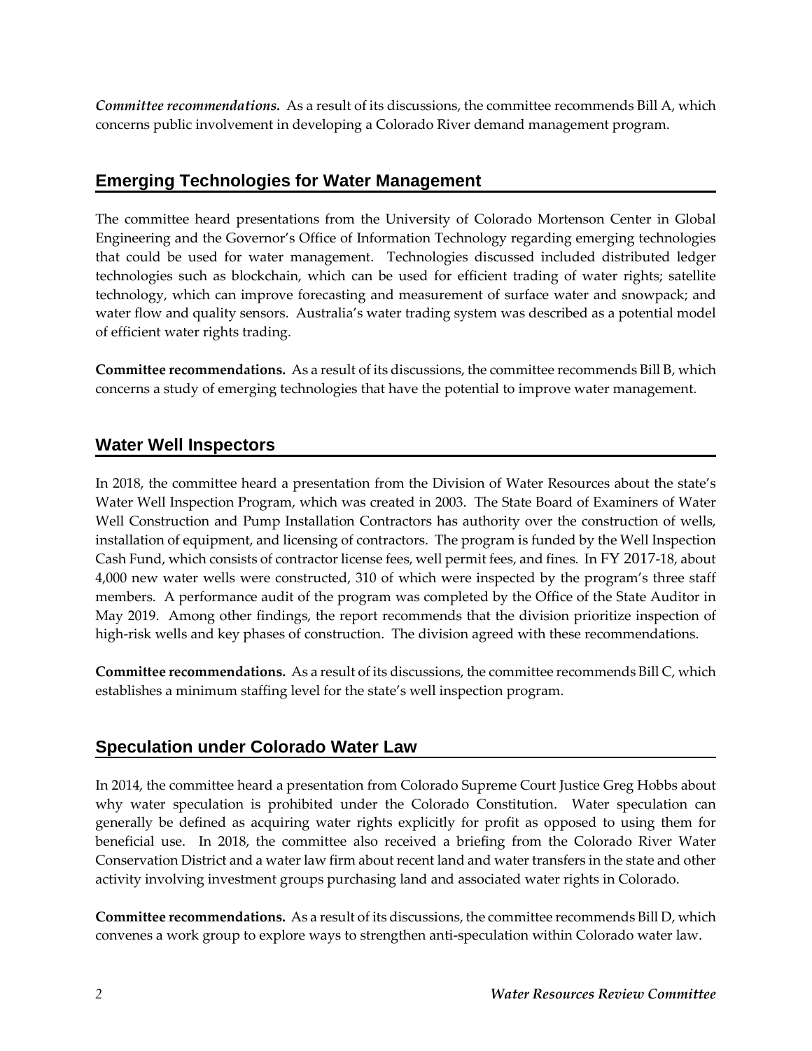***Committee recommendations.*** As a result of its discussions, the committee recommends Bill A, which concerns public involvement in developing a Colorado River demand management program.

## Emerging Technologies for Water Management

The committee heard presentations from the University of Colorado Mortenson Center in Global Engineering and the Governor's Office of Information Technology regarding emerging technologies that could be used for water management. Technologies discussed included distributed ledger technologies such as blockchain, which can be used for efficient trading of water rights; satellite technology, which can improve forecasting and measurement of surface water and snowpack; and water flow and quality sensors. Australia's water trading system was described as a potential model of efficient water rights trading.

**Committee recommendations.** As a result of its discussions, the committee recommends Bill B, which concerns a study of emerging technologies that have the potential to improve water management.

## Water Well Inspectors

In 2018, the committee heard a presentation from the Division of Water Resources about the state's Water Well Inspection Program, which was created in 2003. The State Board of Examiners of Water Well Construction and Pump Installation Contractors has authority over the construction of wells, installation of equipment, and licensing of contractors. The program is funded by the Well Inspection Cash Fund, which consists of contractor license fees, well permit fees, and fines. In FY 2017-18, about 4,000 new water wells were constructed, 310 of which were inspected by the program's three staff members. A performance audit of the program was completed by the Office of the State Auditor in May 2019. Among other findings, the report recommends that the division prioritize inspection of high-risk wells and key phases of construction. The division agreed with these recommendations.

**Committee recommendations.** As a result of its discussions, the committee recommends Bill C, which establishes a minimum staffing level for the state's well inspection program.

## Speculation under Colorado Water Law

In 2014, the committee heard a presentation from Colorado Supreme Court Justice Greg Hobbs about why water speculation is prohibited under the Colorado Constitution. Water speculation can generally be defined as acquiring water rights explicitly for profit as opposed to using them for beneficial use. In 2018, the committee also received a briefing from the Colorado River Water Conservation District and a water law firm about recent land and water transfers in the state and other activity involving investment groups purchasing land and associated water rights in Colorado.

**Committee recommendations.** As a result of its discussions, the committee recommends Bill D, which convenes a work group to explore ways to strengthen anti-speculation within Colorado water law.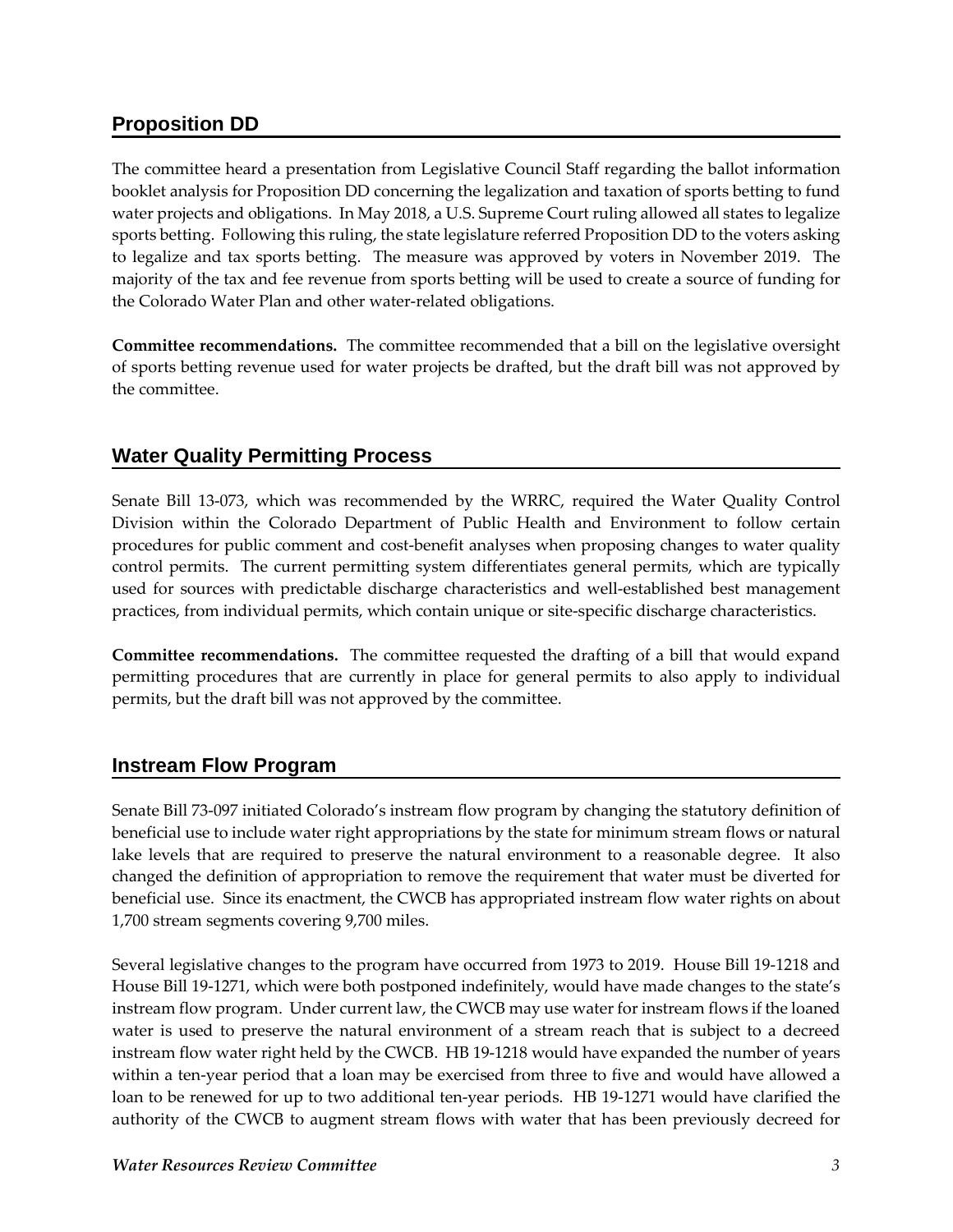## Proposition DD

The committee heard a presentation from Legislative Council Staff regarding the ballot information booklet analysis for Proposition DD concerning the legalization and taxation of sports betting to fund water projects and obligations. In May 2018, a U.S. Supreme Court ruling allowed all states to legalize sports betting. Following this ruling, the state legislature referred Proposition DD to the voters asking to legalize and tax sports betting. The measure was approved by voters in November 2019. The majority of the tax and fee revenue from sports betting will be used to create a source of funding for the Colorado Water Plan and other water-related obligations.

**Committee recommendations.** The committee recommended that a bill on the legislative oversight of sports betting revenue used for water projects be drafted, but the draft bill was not approved by the committee.

## Water Quality Permitting Process

Senate Bill 13-073, which was recommended by the WRRC, required the Water Quality Control Division within the Colorado Department of Public Health and Environment to follow certain procedures for public comment and cost-benefit analyses when proposing changes to water quality control permits. The current permitting system differentiates general permits, which are typically used for sources with predictable discharge characteristics and well-established best management practices, from individual permits, which contain unique or site-specific discharge characteristics.

**Committee recommendations.** The committee requested the drafting of a bill that would expand permitting procedures that are currently in place for general permits to also apply to individual permits, but the draft bill was not approved by the committee.

## Instream Flow Program

Senate Bill 73-097 initiated Colorado's instream flow program by changing the statutory definition of beneficial use to include water right appropriations by the state for minimum stream flows or natural lake levels that are required to preserve the natural environment to a reasonable degree. It also changed the definition of appropriation to remove the requirement that water must be diverted for beneficial use. Since its enactment, the CWCB has appropriated instream flow water rights on about 1,700 stream segments covering 9,700 miles.

Several legislative changes to the program have occurred from 1973 to 2019. House Bill 19-1218 and House Bill 19-1271, which were both postponed indefinitely, would have made changes to the state's instream flow program. Under current law, the CWCB may use water for instream flows if the loaned water is used to preserve the natural environment of a stream reach that is subject to a decreed instream flow water right held by the CWCB. HB 19-1218 would have expanded the number of years within a ten-year period that a loan may be exercised from three to five and would have allowed a loan to be renewed for up to two additional ten-year periods. HB 19-1271 would have clarified the authority of the CWCB to augment stream flows with water that has been previously decreed for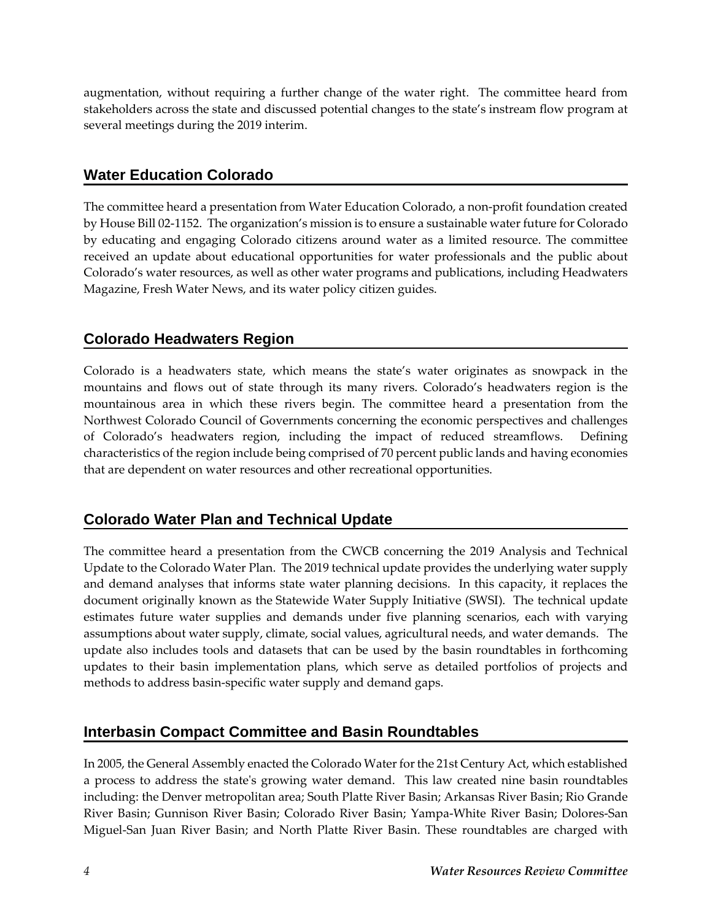augmentation, without requiring a further change of the water right. The committee heard from stakeholders across the state and discussed potential changes to the state's instream flow program at several meetings during the 2019 interim.

## Water Education Colorado

The committee heard a presentation from Water Education Colorado, a non-profit foundation created by House Bill 02-1152. The organization's mission is to ensure a sustainable water future for Colorado by educating and engaging Colorado citizens around water as a limited resource. The committee received an update about educational opportunities for water professionals and the public about Colorado's water resources, as well as other water programs and publications, including Headwaters Magazine, Fresh Water News, and its water policy citizen guides.

## Colorado Headwaters Region

Colorado is a headwaters state, which means the state's water originates as snowpack in the mountains and flows out of state through its many rivers. Colorado's headwaters region is the mountainous area in which these rivers begin. The committee heard a presentation from the Northwest Colorado Council of Governments concerning the economic perspectives and challenges of Colorado's headwaters region, including the impact of reduced streamflows. Defining characteristics of the region include being comprised of 70 percent public lands and having economies that are dependent on water resources and other recreational opportunities.

## Colorado Water Plan and Technical Update

The committee heard a presentation from the CWCB concerning the 2019 Analysis and Technical Update to the Colorado Water Plan. The 2019 technical update provides the underlying water supply and demand analyses that informs state water planning decisions. In this capacity, it replaces the document originally known as the Statewide Water Supply Initiative (SWSI). The technical update estimates future water supplies and demands under five planning scenarios, each with varying assumptions about water supply, climate, social values, agricultural needs, and water demands. The update also includes tools and datasets that can be used by the basin roundtables in forthcoming updates to their basin implementation plans, which serve as detailed portfolios of projects and methods to address basin-specific water supply and demand gaps.

## Interbasin Compact Committee and Basin Roundtables

In 2005, the General Assembly enacted the Colorado Water for the 21st Century Act, which established a process to address the state's growing water demand. This law created nine basin roundtables including: the Denver metropolitan area; South Platte River Basin; Arkansas River Basin; Rio Grande River Basin; Gunnison River Basin; Colorado River Basin; Yampa-White River Basin; Dolores-San Miguel-San Juan River Basin; and North Platte River Basin. These roundtables are charged with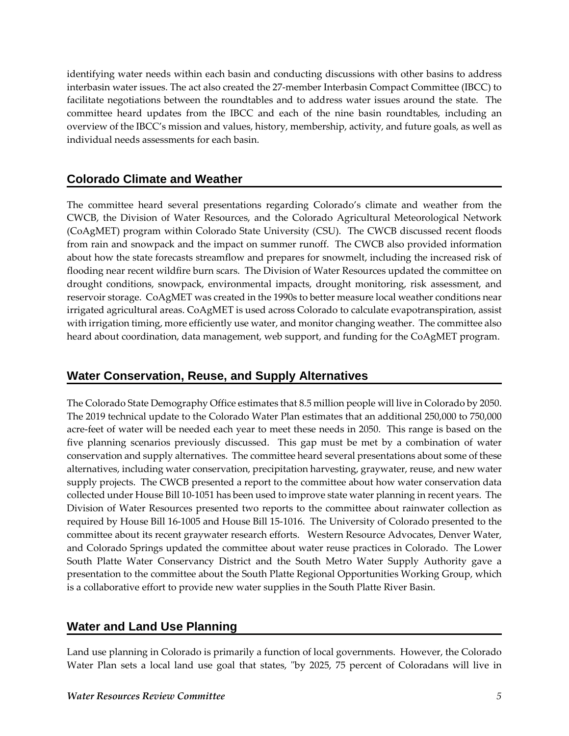identifying water needs within each basin and conducting discussions with other basins to address interbasin water issues. The act also created the 27-member Interbasin Compact Committee (IBCC) to facilitate negotiations between the roundtables and to address water issues around the state. The committee heard updates from the IBCC and each of the nine basin roundtables, including an overview of the IBCC's mission and values, history, membership, activity, and future goals, as well as individual needs assessments for each basin.

## Colorado Climate and Weather

The committee heard several presentations regarding Colorado's climate and weather from the CWCB, the Division of Water Resources, and the Colorado Agricultural Meteorological Network (CoAgMET) program within Colorado State University (CSU). The CWCB discussed recent floods from rain and snowpack and the impact on summer runoff. The CWCB also provided information about how the state forecasts streamflow and prepares for snowmelt, including the increased risk of flooding near recent wildfire burn scars. The Division of Water Resources updated the committee on drought conditions, snowpack, environmental impacts, drought monitoring, risk assessment, and reservoir storage. CoAgMET was created in the 1990s to better measure local weather conditions near irrigated agricultural areas. CoAgMET is used across Colorado to calculate evapotranspiration, assist with irrigation timing, more efficiently use water, and monitor changing weather. The committee also heard about coordination, data management, web support, and funding for the CoAgMET program.

## Water Conservation, Reuse, and Supply Alternatives

The Colorado State Demography Office estimates that 8.5 million people will live in Colorado by 2050. The 2019 technical update to the Colorado Water Plan estimates that an additional 250,000 to 750,000 acre-feet of water will be needed each year to meet these needs in 2050. This range is based on the five planning scenarios previously discussed. This gap must be met by a combination of water conservation and supply alternatives. The committee heard several presentations about some of these alternatives, including water conservation, precipitation harvesting, graywater, reuse, and new water supply projects. The CWCB presented a report to the committee about how water conservation data collected under House Bill 10-1051 has been used to improve state water planning in recent years. The Division of Water Resources presented two reports to the committee about rainwater collection as required by House Bill 16-1005 and House Bill 15-1016. The University of Colorado presented to the committee about its recent graywater research efforts. Western Resource Advocates, Denver Water, and Colorado Springs updated the committee about water reuse practices in Colorado. The Lower South Platte Water Conservancy District and the South Metro Water Supply Authority gave a presentation to the committee about the South Platte Regional Opportunities Working Group, which is a collaborative effort to provide new water supplies in the South Platte River Basin.

## Water and Land Use Planning

Land use planning in Colorado is primarily a function of local governments. However, the Colorado Water Plan sets a local land use goal that states, "by 2025, 75 percent of Coloradans will live in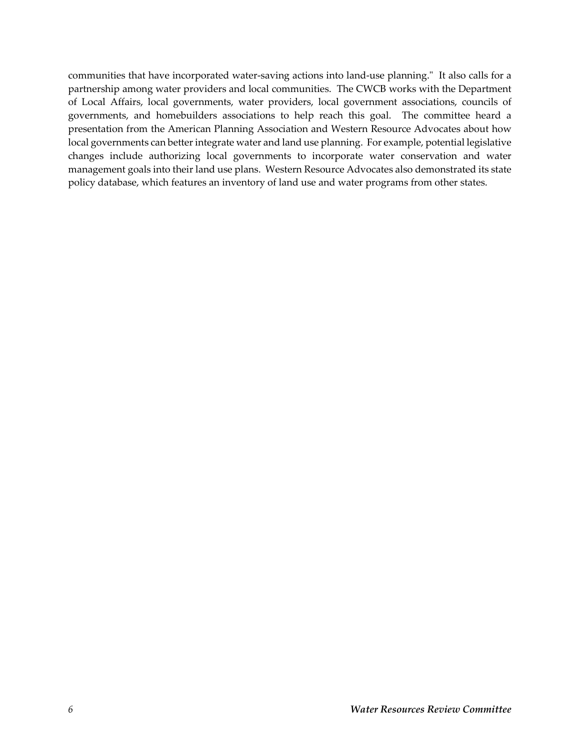communities that have incorporated water-saving actions into land-use planning." It also calls for a partnership among water providers and local communities. The CWCB works with the Department of Local Affairs, local governments, water providers, local government associations, councils of governments, and homebuilders associations to help reach this goal. The committee heard a presentation from the American Planning Association and Western Resource Advocates about how local governments can better integrate water and land use planning. For example, potential legislative changes include authorizing local governments to incorporate water conservation and water management goals into their land use plans. Western Resource Advocates also demonstrated its state policy database, which features an inventory of land use and water programs from other states.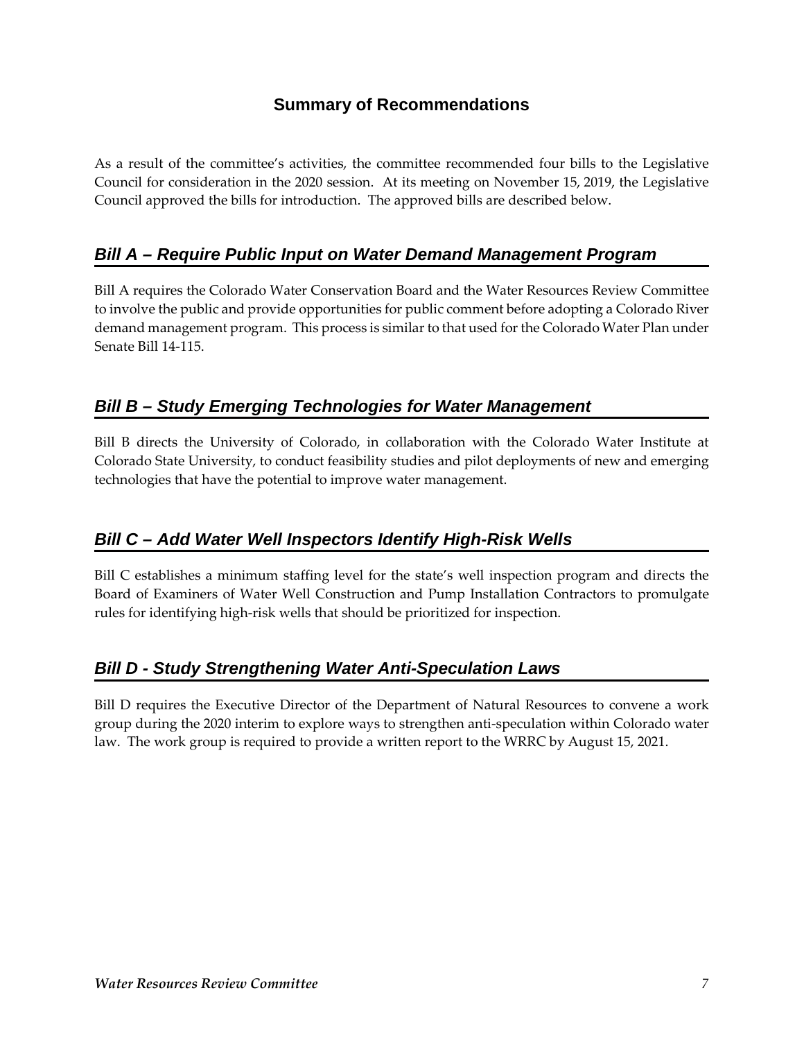## Summary of Recommendations

As a result of the committee's activities, the committee recommended four bills to the Legislative Council for consideration in the 2020 session. At its meeting on November 15, 2019, the Legislative Council approved the bills for introduction. The approved bills are described below.

### *Bill A – Require Public Input on Water Demand Management Program*

Bill A requires the Colorado Water Conservation Board and the Water Resources Review Committee to involve the public and provide opportunities for public comment before adopting a Colorado River demand management program. This process is similar to that used for the Colorado Water Plan under Senate Bill 14-115.

### *Bill B – Study Emerging Technologies for Water Management*

Bill B directs the University of Colorado, in collaboration with the Colorado Water Institute at Colorado State University, to conduct feasibility studies and pilot deployments of new and emerging technologies that have the potential to improve water management.

### *Bill C – Add Water Well Inspectors Identify High-Risk Wells*

Bill C establishes a minimum staffing level for the state's well inspection program and directs the Board of Examiners of Water Well Construction and Pump Installation Contractors to promulgate rules for identifying high-risk wells that should be prioritized for inspection.

### *Bill D - Study Strengthening Water Anti-Speculation Laws*

Bill D requires the Executive Director of the Department of Natural Resources to convene a work group during the 2020 interim to explore ways to strengthen anti-speculation within Colorado water law. The work group is required to provide a written report to the WRRC by August 15, 2021.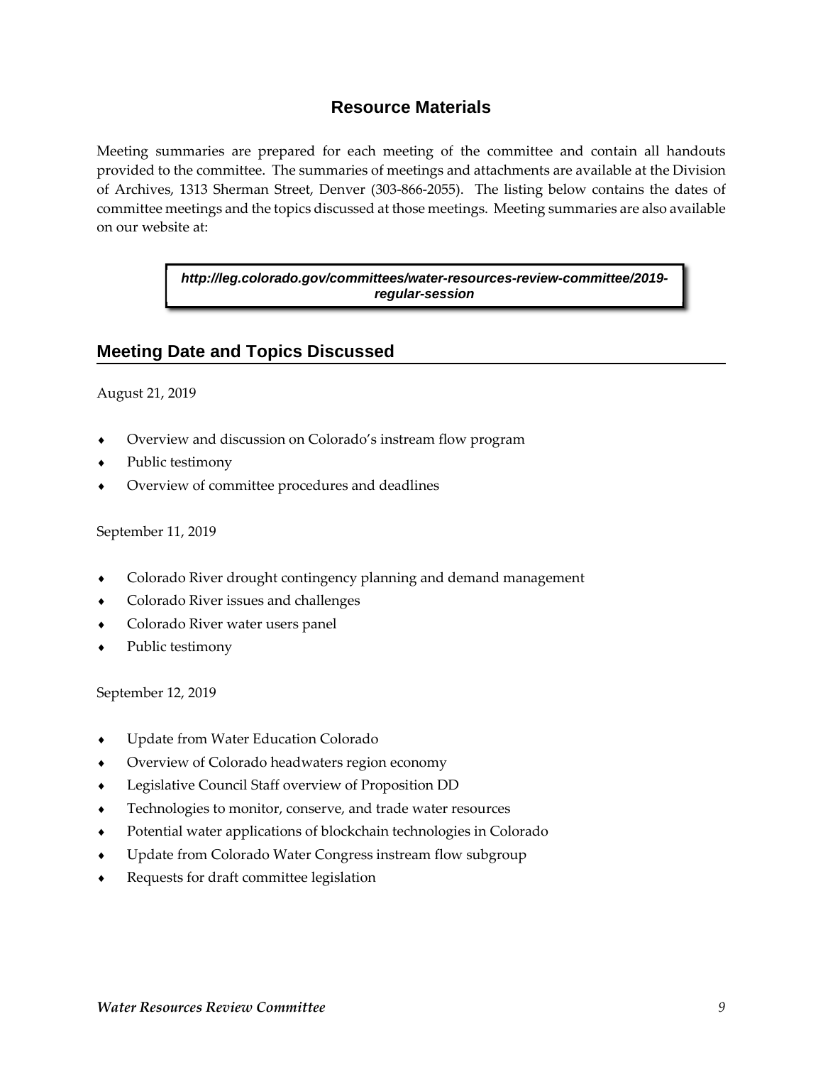## Resource Materials

Meeting summaries are prepared for each meeting of the committee and contain all handouts provided to the committee. The summaries of meetings and attachments are available at the Division of Archives, 1313 Sherman Street, Denver (303-866-2055). The listing below contains the dates of committee meetings and the topics discussed at those meetings. Meeting summaries are also available on our website at:

***http://leg.colorado.gov/committees/water-resources-review-committee/2019-regular-session***

## Meeting Date and Topics Discussed

August 21, 2019

- Overview and discussion on Colorado's instream flow program
- Public testimony
- Overview of committee procedures and deadlines

September 11, 2019

- Colorado River drought contingency planning and demand management
- Colorado River issues and challenges
- Colorado River water users panel
- Public testimony

September 12, 2019

- Update from Water Education Colorado
- Overview of Colorado headwaters region economy
- Legislative Council Staff overview of Proposition DD
- Technologies to monitor, conserve, and trade water resources
- Potential water applications of blockchain technologies in Colorado
- Update from Colorado Water Congress instream flow subgroup
- Requests for draft committee legislation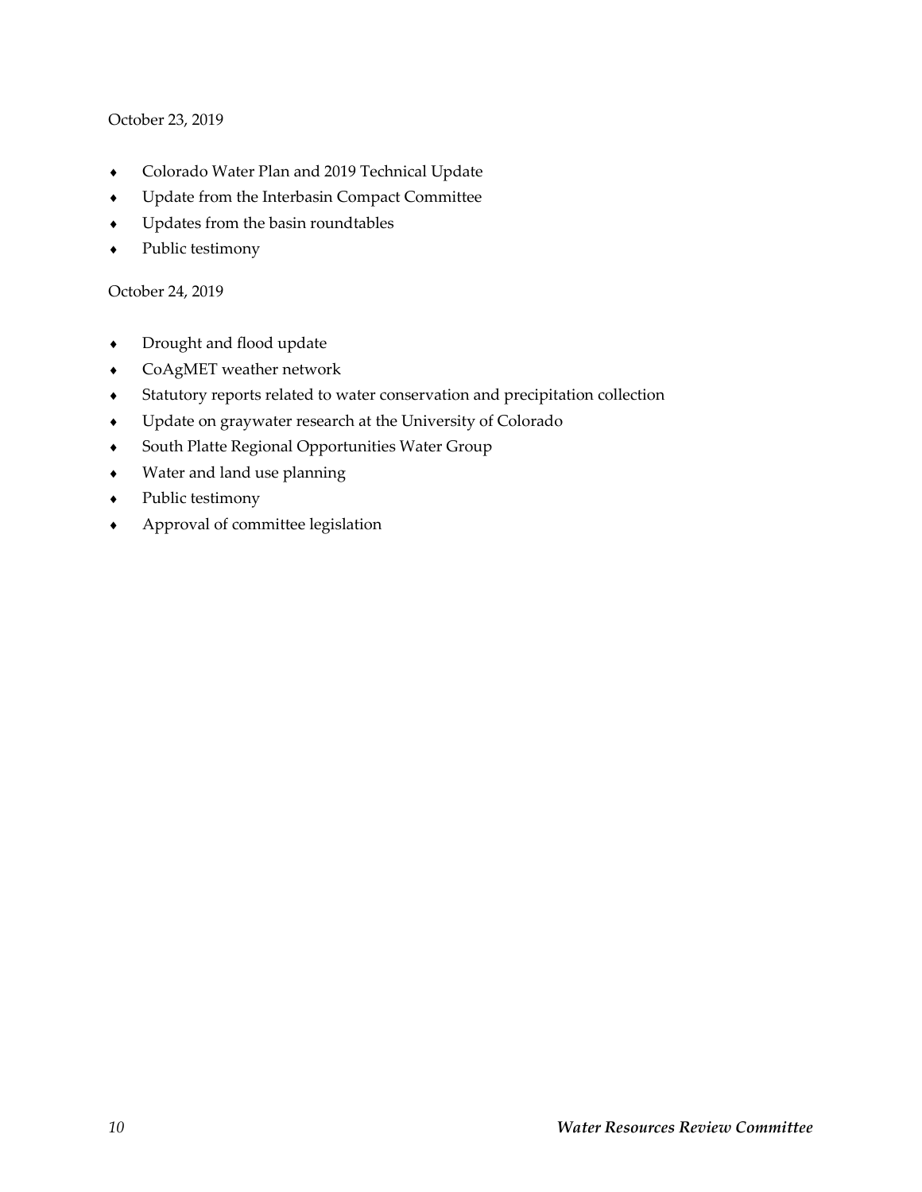October 23, 2019

- Colorado Water Plan and 2019 Technical Update
- Update from the Interbasin Compact Committee
- Updates from the basin roundtables
- Public testimony

October 24, 2019

- Drought and flood update
- CoAgMET weather network
- Statutory reports related to water conservation and precipitation collection
- Update on graywater research at the University of Colorado
- South Platte Regional Opportunities Water Group
- Water and land use planning
- Public testimony
- Approval of committee legislation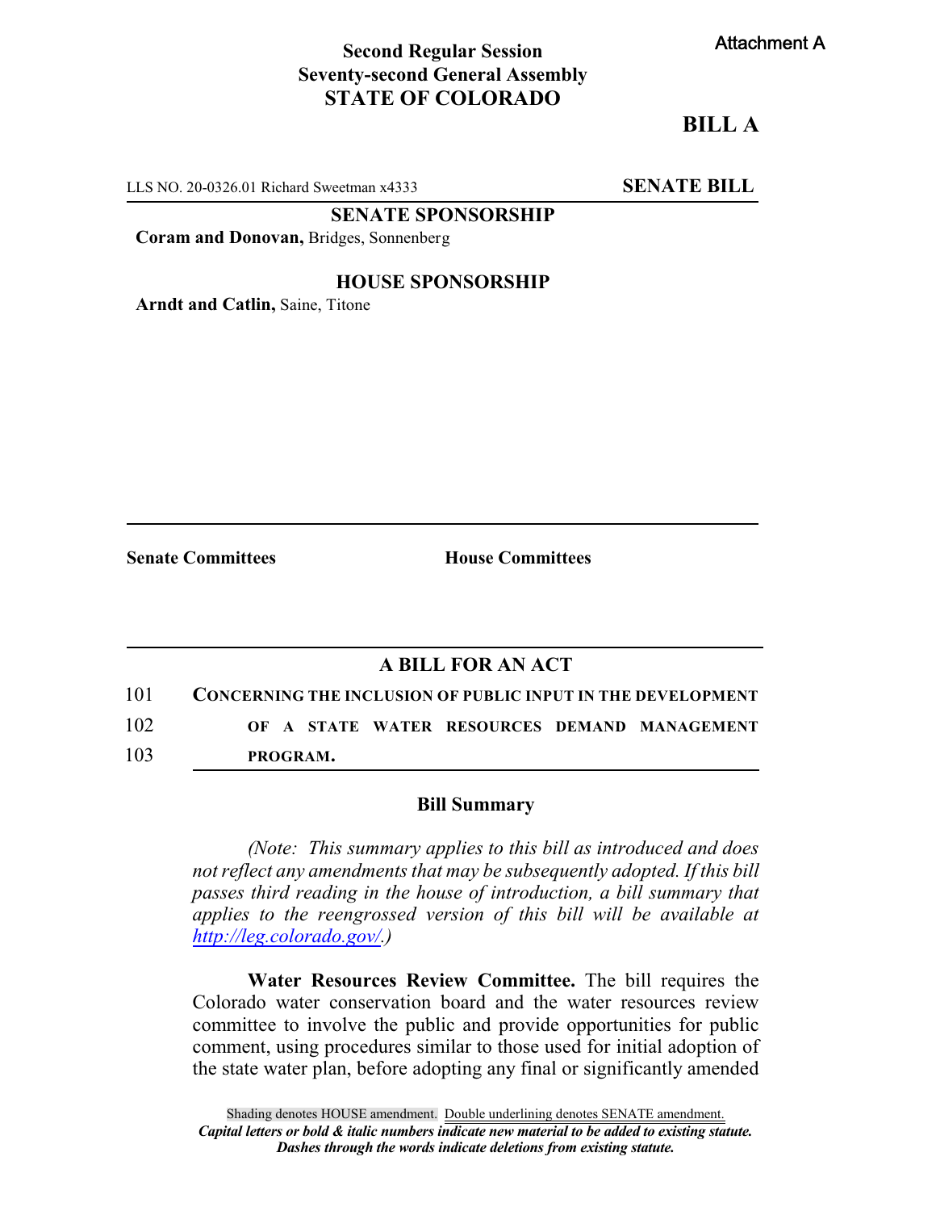Attachment A

**Second Regular Session**
**Seventy-second General Assembly**
**STATE OF COLORADO**

# BILL A

LLS NO. 20-0326.01 Richard Sweetman x4333 **SENATE BILL**

**SENATE SPONSORSHIP**

**Coram and Donovan,** Bridges, Sonnenberg

**HOUSE SPONSORSHIP**

**Arndt and Catlin,** Saine, Titone

**Senate Committees** **House Committees**

## A BILL FOR AN ACT

101 **CONCERNING THE INCLUSION OF PUBLIC INPUT IN THE DEVELOPMENT**
102 **OF A STATE WATER RESOURCES DEMAND MANAGEMENT**
103 **PROGRAM.**

### Bill Summary

*(Note: This summary applies to this bill as introduced and does not reflect any amendments that may be subsequently adopted. If this bill passes third reading in the house of introduction, a bill summary that applies to the reengrossed version of this bill will be available at http://leg.colorado.gov/.)*

**Water Resources Review Committee.** The bill requires the Colorado water conservation board and the water resources review committee to involve the public and provide opportunities for public comment, using procedures similar to those used for initial adoption of the state water plan, before adopting any final or significantly amended

Shading denotes HOUSE amendment. Double underlining denotes SENATE amendment.
***Capital letters or bold & italic numbers indicate new material to be added to existing statute.***
***Dashes through the words indicate deletions from existing statute.***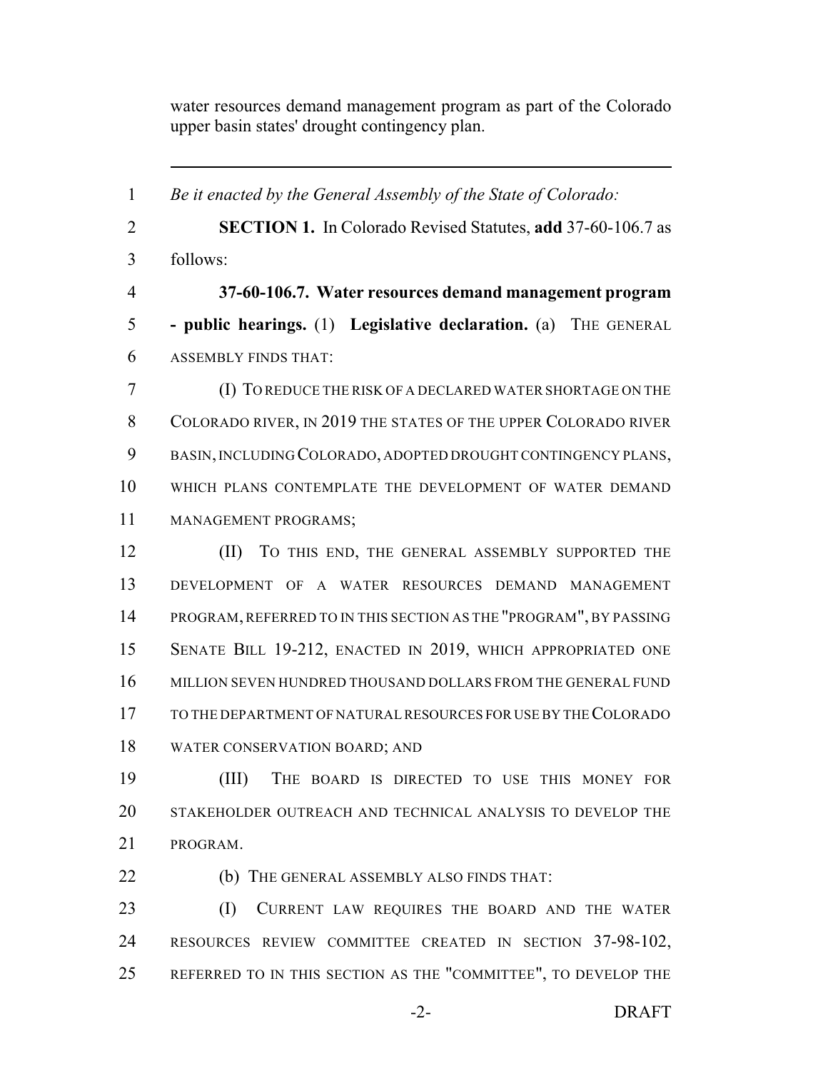water resources demand management program as part of the Colorado upper basin states' drought contingency plan.

---

*Be it enacted by the General Assembly of the State of Colorado:*

**SECTION 1.** In Colorado Revised Statutes, **add** 37-60-106.7 as follows:

**37-60-106.7. Water resources demand management program - public hearings.** (1) **Legislative declaration.** (a) THE GENERAL ASSEMBLY FINDS THAT:

(I) TO REDUCE THE RISK OF A DECLARED WATER SHORTAGE ON THE COLORADO RIVER, IN 2019 THE STATES OF THE UPPER COLORADO RIVER BASIN, INCLUDING COLORADO, ADOPTED DROUGHT CONTINGENCY PLANS, WHICH PLANS CONTEMPLATE THE DEVELOPMENT OF WATER DEMAND MANAGEMENT PROGRAMS;

(II) TO THIS END, THE GENERAL ASSEMBLY SUPPORTED THE DEVELOPMENT OF A WATER RESOURCES DEMAND MANAGEMENT PROGRAM, REFERRED TO IN THIS SECTION AS THE "PROGRAM", BY PASSING SENATE BILL 19-212, ENACTED IN 2019, WHICH APPROPRIATED ONE MILLION SEVEN HUNDRED THOUSAND DOLLARS FROM THE GENERAL FUND TO THE DEPARTMENT OF NATURAL RESOURCES FOR USE BY THE COLORADO WATER CONSERVATION BOARD; AND

(III) THE BOARD IS DIRECTED TO USE THIS MONEY FOR STAKEHOLDER OUTREACH AND TECHNICAL ANALYSIS TO DEVELOP THE PROGRAM.

(b) THE GENERAL ASSEMBLY ALSO FINDS THAT:

(I) CURRENT LAW REQUIRES THE BOARD AND THE WATER RESOURCES REVIEW COMMITTEE CREATED IN SECTION 37-98-102, REFERRED TO IN THIS SECTION AS THE "COMMITTEE", TO DEVELOP THE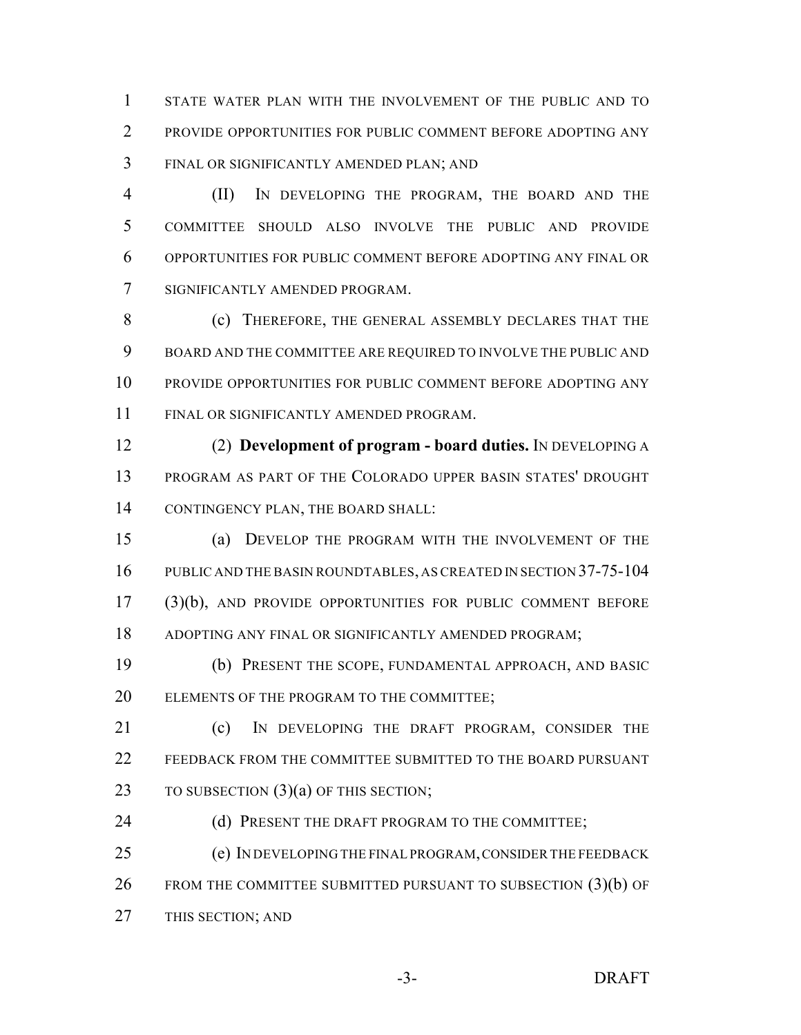STATE WATER PLAN WITH THE INVOLVEMENT OF THE PUBLIC AND TO PROVIDE OPPORTUNITIES FOR PUBLIC COMMENT BEFORE ADOPTING ANY FINAL OR SIGNIFICANTLY AMENDED PLAN; AND

(II) IN DEVELOPING THE PROGRAM, THE BOARD AND THE COMMITTEE SHOULD ALSO INVOLVE THE PUBLIC AND PROVIDE OPPORTUNITIES FOR PUBLIC COMMENT BEFORE ADOPTING ANY FINAL OR SIGNIFICANTLY AMENDED PROGRAM.

(c) THEREFORE, THE GENERAL ASSEMBLY DECLARES THAT THE BOARD AND THE COMMITTEE ARE REQUIRED TO INVOLVE THE PUBLIC AND PROVIDE OPPORTUNITIES FOR PUBLIC COMMENT BEFORE ADOPTING ANY FINAL OR SIGNIFICANTLY AMENDED PROGRAM.

(2) **Development of program - board duties.** IN DEVELOPING A PROGRAM AS PART OF THE COLORADO UPPER BASIN STATES' DROUGHT CONTINGENCY PLAN, THE BOARD SHALL:

(a) DEVELOP THE PROGRAM WITH THE INVOLVEMENT OF THE PUBLIC AND THE BASIN ROUNDTABLES, AS CREATED IN SECTION 37-75-104 (3)(b), AND PROVIDE OPPORTUNITIES FOR PUBLIC COMMENT BEFORE ADOPTING ANY FINAL OR SIGNIFICANTLY AMENDED PROGRAM;

(b) PRESENT THE SCOPE, FUNDAMENTAL APPROACH, AND BASIC ELEMENTS OF THE PROGRAM TO THE COMMITTEE;

(c) IN DEVELOPING THE DRAFT PROGRAM, CONSIDER THE FEEDBACK FROM THE COMMITTEE SUBMITTED TO THE BOARD PURSUANT TO SUBSECTION (3)(a) OF THIS SECTION;

(d) PRESENT THE DRAFT PROGRAM TO THE COMMITTEE;

(e) IN DEVELOPING THE FINAL PROGRAM, CONSIDER THE FEEDBACK FROM THE COMMITTEE SUBMITTED PURSUANT TO SUBSECTION (3)(b) OF THIS SECTION; AND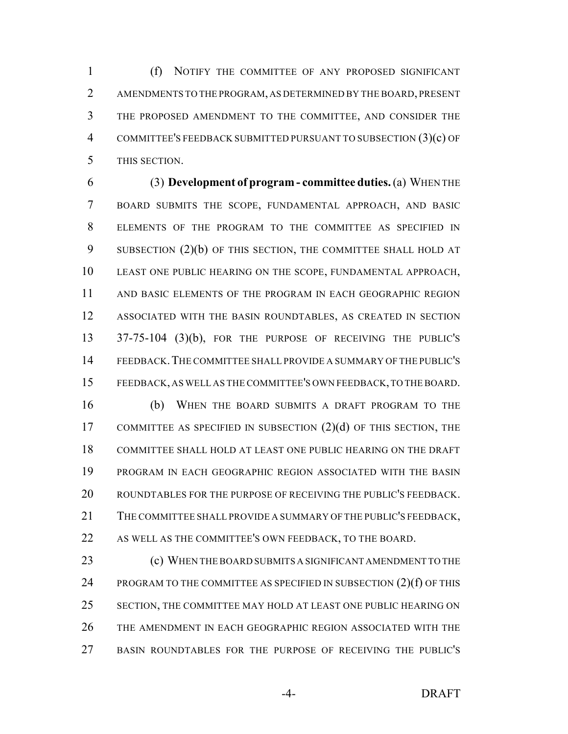(f) NOTIFY THE COMMITTEE OF ANY PROPOSED SIGNIFICANT AMENDMENTS TO THE PROGRAM, AS DETERMINED BY THE BOARD, PRESENT THE PROPOSED AMENDMENT TO THE COMMITTEE, AND CONSIDER THE COMMITTEE'S FEEDBACK SUBMITTED PURSUANT TO SUBSECTION (3)(c) OF THIS SECTION.

(3) **Development of program - committee duties.** (a) WHEN THE BOARD SUBMITS THE SCOPE, FUNDAMENTAL APPROACH, AND BASIC ELEMENTS OF THE PROGRAM TO THE COMMITTEE AS SPECIFIED IN SUBSECTION (2)(b) OF THIS SECTION, THE COMMITTEE SHALL HOLD AT LEAST ONE PUBLIC HEARING ON THE SCOPE, FUNDAMENTAL APPROACH, AND BASIC ELEMENTS OF THE PROGRAM IN EACH GEOGRAPHIC REGION ASSOCIATED WITH THE BASIN ROUNDTABLES, AS CREATED IN SECTION 37-75-104 (3)(b), FOR THE PURPOSE OF RECEIVING THE PUBLIC'S FEEDBACK. THE COMMITTEE SHALL PROVIDE A SUMMARY OF THE PUBLIC'S FEEDBACK, AS WELL AS THE COMMITTEE'S OWN FEEDBACK, TO THE BOARD.

(b) WHEN THE BOARD SUBMITS A DRAFT PROGRAM TO THE COMMITTEE AS SPECIFIED IN SUBSECTION (2)(d) OF THIS SECTION, THE COMMITTEE SHALL HOLD AT LEAST ONE PUBLIC HEARING ON THE DRAFT PROGRAM IN EACH GEOGRAPHIC REGION ASSOCIATED WITH THE BASIN ROUNDTABLES FOR THE PURPOSE OF RECEIVING THE PUBLIC'S FEEDBACK. THE COMMITTEE SHALL PROVIDE A SUMMARY OF THE PUBLIC'S FEEDBACK, AS WELL AS THE COMMITTEE'S OWN FEEDBACK, TO THE BOARD.

(c) WHEN THE BOARD SUBMITS A SIGNIFICANT AMENDMENT TO THE PROGRAM TO THE COMMITTEE AS SPECIFIED IN SUBSECTION (2)(f) OF THIS SECTION, THE COMMITTEE MAY HOLD AT LEAST ONE PUBLIC HEARING ON THE AMENDMENT IN EACH GEOGRAPHIC REGION ASSOCIATED WITH THE BASIN ROUNDTABLES FOR THE PURPOSE OF RECEIVING THE PUBLIC'S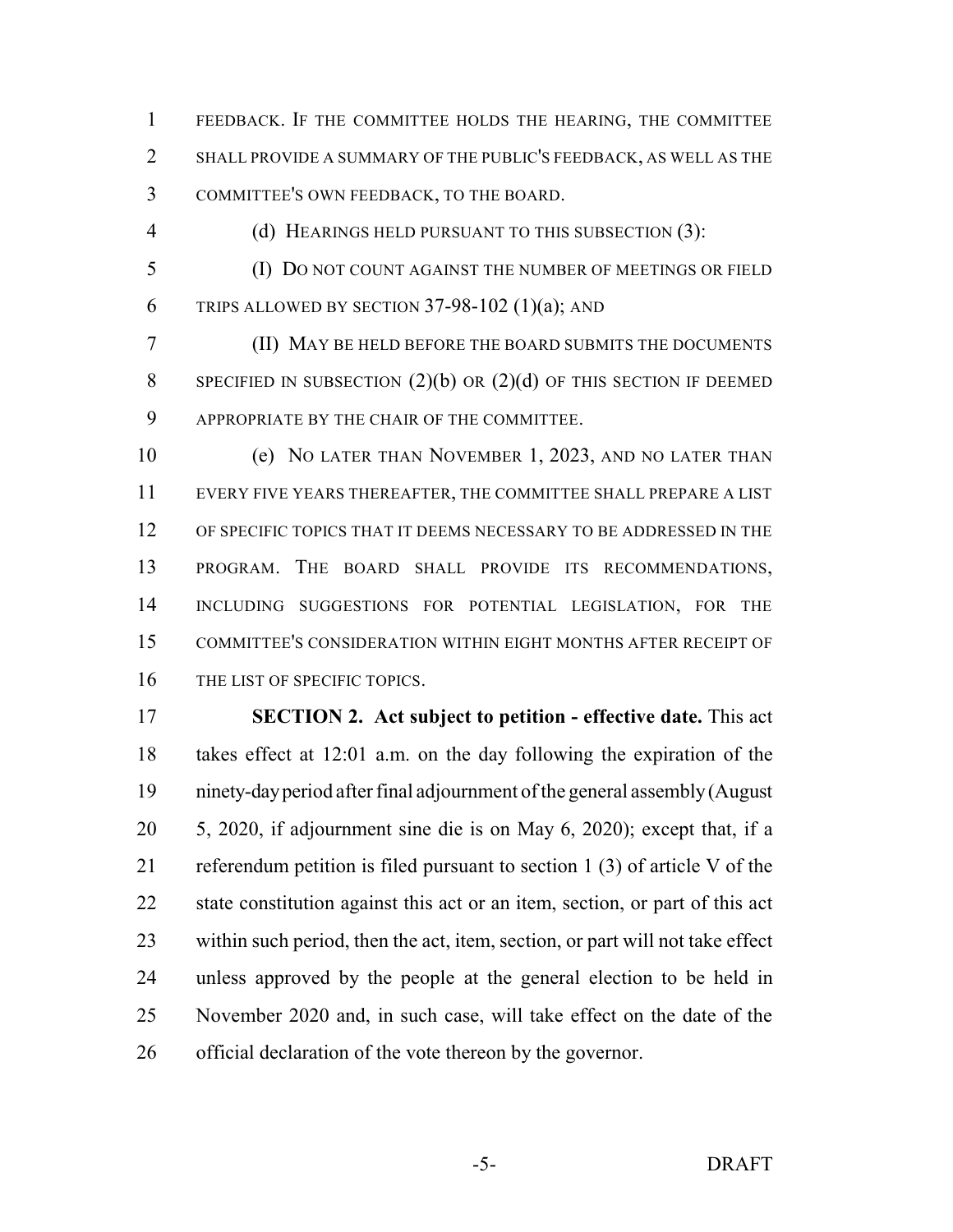FEEDBACK. IF THE COMMITTEE HOLDS THE HEARING, THE COMMITTEE SHALL PROVIDE A SUMMARY OF THE PUBLIC'S FEEDBACK, AS WELL AS THE COMMITTEE'S OWN FEEDBACK, TO THE BOARD.

(d) HEARINGS HELD PURSUANT TO THIS SUBSECTION (3):

(I) DO NOT COUNT AGAINST THE NUMBER OF MEETINGS OR FIELD TRIPS ALLOWED BY SECTION 37-98-102 (1)(a); AND

(II) MAY BE HELD BEFORE THE BOARD SUBMITS THE DOCUMENTS SPECIFIED IN SUBSECTION (2)(b) OR (2)(d) OF THIS SECTION IF DEEMED APPROPRIATE BY THE CHAIR OF THE COMMITTEE.

(e) NO LATER THAN NOVEMBER 1, 2023, AND NO LATER THAN EVERY FIVE YEARS THEREAFTER, THE COMMITTEE SHALL PREPARE A LIST OF SPECIFIC TOPICS THAT IT DEEMS NECESSARY TO BE ADDRESSED IN THE PROGRAM. THE BOARD SHALL PROVIDE ITS RECOMMENDATIONS, INCLUDING SUGGESTIONS FOR POTENTIAL LEGISLATION, FOR THE COMMITTEE'S CONSIDERATION WITHIN EIGHT MONTHS AFTER RECEIPT OF THE LIST OF SPECIFIC TOPICS.

**SECTION 2. Act subject to petition - effective date.** This act takes effect at 12:01 a.m. on the day following the expiration of the ninety-day period after final adjournment of the general assembly (August 5, 2020, if adjournment sine die is on May 6, 2020); except that, if a referendum petition is filed pursuant to section 1 (3) of article V of the state constitution against this act or an item, section, or part of this act within such period, then the act, item, section, or part will not take effect unless approved by the people at the general election to be held in November 2020 and, in such case, will take effect on the date of the official declaration of the vote thereon by the governor.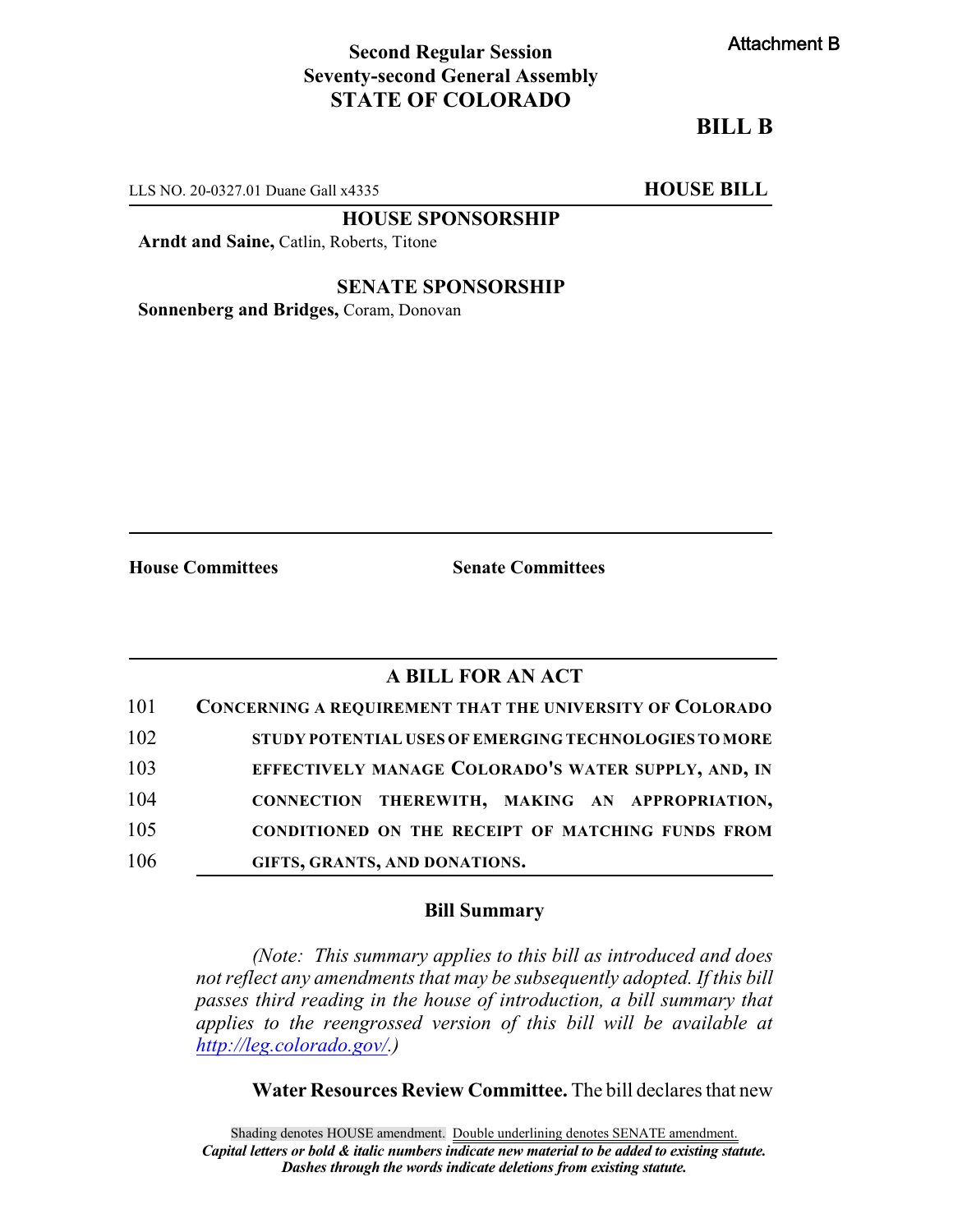Attachment B

**Second Regular Session**
**Seventy-second General Assembly**
**STATE OF COLORADO**

# BILL B

LLS NO. 20-0327.01 Duane Gall x4335 **HOUSE BILL**

**HOUSE SPONSORSHIP**

**Arndt and Saine,** Catlin, Roberts, Titone

**SENATE SPONSORSHIP**

**Sonnenberg and Bridges,** Coram, Donovan

**House Committees** **Senate Committees**

## A BILL FOR AN ACT

101 CONCERNING A REQUIREMENT THAT THE UNIVERSITY OF COLORADO
102 STUDY POTENTIAL USES OF EMERGING TECHNOLOGIES TO MORE
103 EFFECTIVELY MANAGE COLORADO'S WATER SUPPLY, AND, IN
104 CONNECTION THEREWITH, MAKING AN APPROPRIATION,
105 CONDITIONED ON THE RECEIPT OF MATCHING FUNDS FROM
106 GIFTS, GRANTS, AND DONATIONS.

### Bill Summary

*(Note: This summary applies to this bill as introduced and does not reflect any amendments that may be subsequently adopted. If this bill passes third reading in the house of introduction, a bill summary that applies to the reengrossed version of this bill will be available at http://leg.colorado.gov/.)*

**Water Resources Review Committee.** The bill declares that new

Shading denotes HOUSE amendment. Double underlining denotes SENATE amendment.
***Capital letters or bold & italic numbers indicate new material to be added to existing statute.***
***Dashes through the words indicate deletions from existing statute.***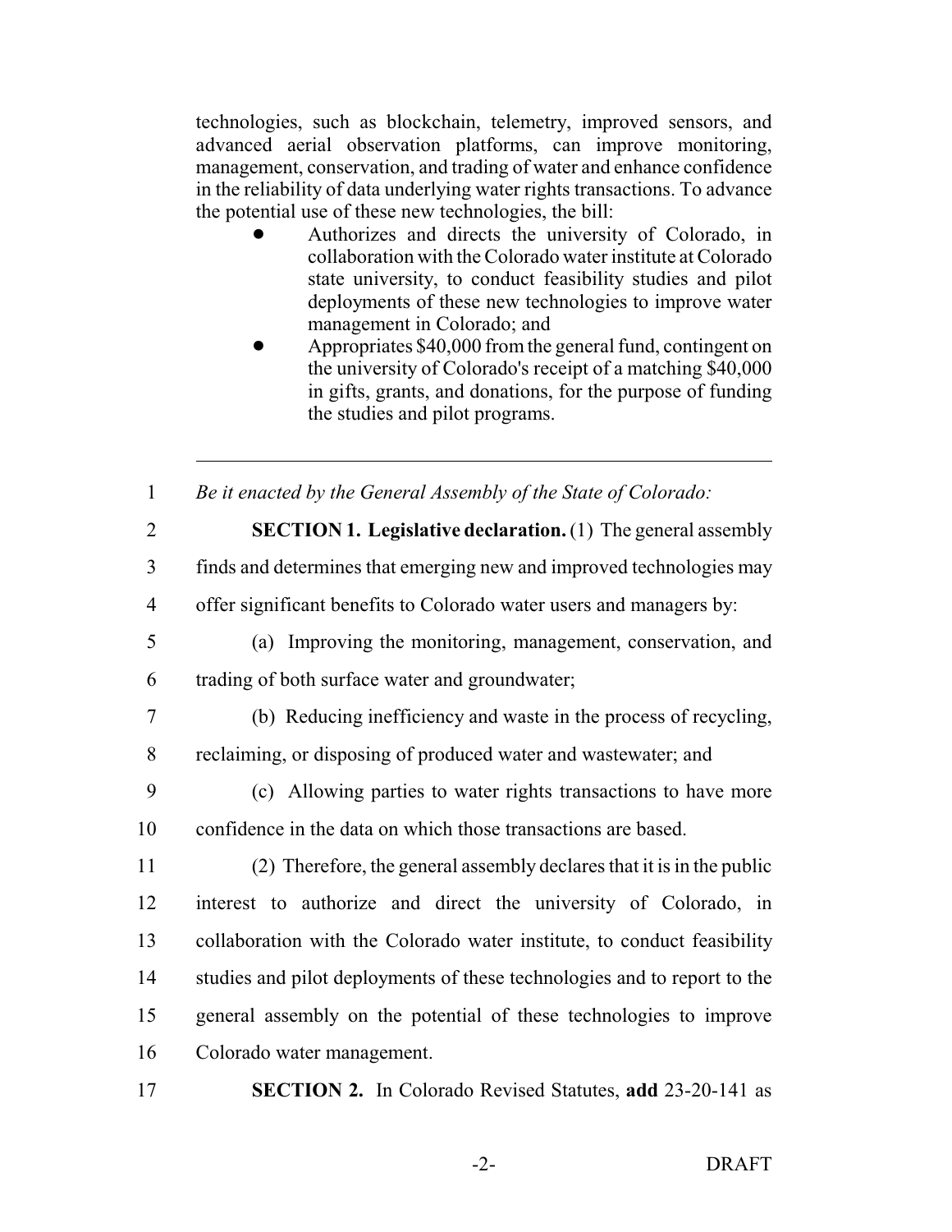technologies, such as blockchain, telemetry, improved sensors, and advanced aerial observation platforms, can improve monitoring, management, conservation, and trading of water and enhance confidence in the reliability of data underlying water rights transactions. To advance the potential use of these new technologies, the bill:

- Authorizes and directs the university of Colorado, in collaboration with the Colorado water institute at Colorado state university, to conduct feasibility studies and pilot deployments of these new technologies to improve water management in Colorado; and
- Appropriates $40,000 from the general fund, contingent on the university of Colorado's receipt of a matching $40,000 in gifts, grants, and donations, for the purpose of funding the studies and pilot programs.

---

1 *Be it enacted by the General Assembly of the State of Colorado:*

2 **SECTION 1. Legislative declaration.** (1) The general assembly
3 finds and determines that emerging new and improved technologies may
4 offer significant benefits to Colorado water users and managers by:

5 (a) Improving the monitoring, management, conservation, and
6 trading of both surface water and groundwater;

7 (b) Reducing inefficiency and waste in the process of recycling,
8 reclaiming, or disposing of produced water and wastewater; and

9 (c) Allowing parties to water rights transactions to have more
10 confidence in the data on which those transactions are based.

11 (2) Therefore, the general assembly declares that it is in the public
12 interest to authorize and direct the university of Colorado, in
13 collaboration with the Colorado water institute, to conduct feasibility
14 studies and pilot deployments of these technologies and to report to the
15 general assembly on the potential of these technologies to improve
16 Colorado water management.

17 **SECTION 2.** In Colorado Revised Statutes, **add** 23-20-141 as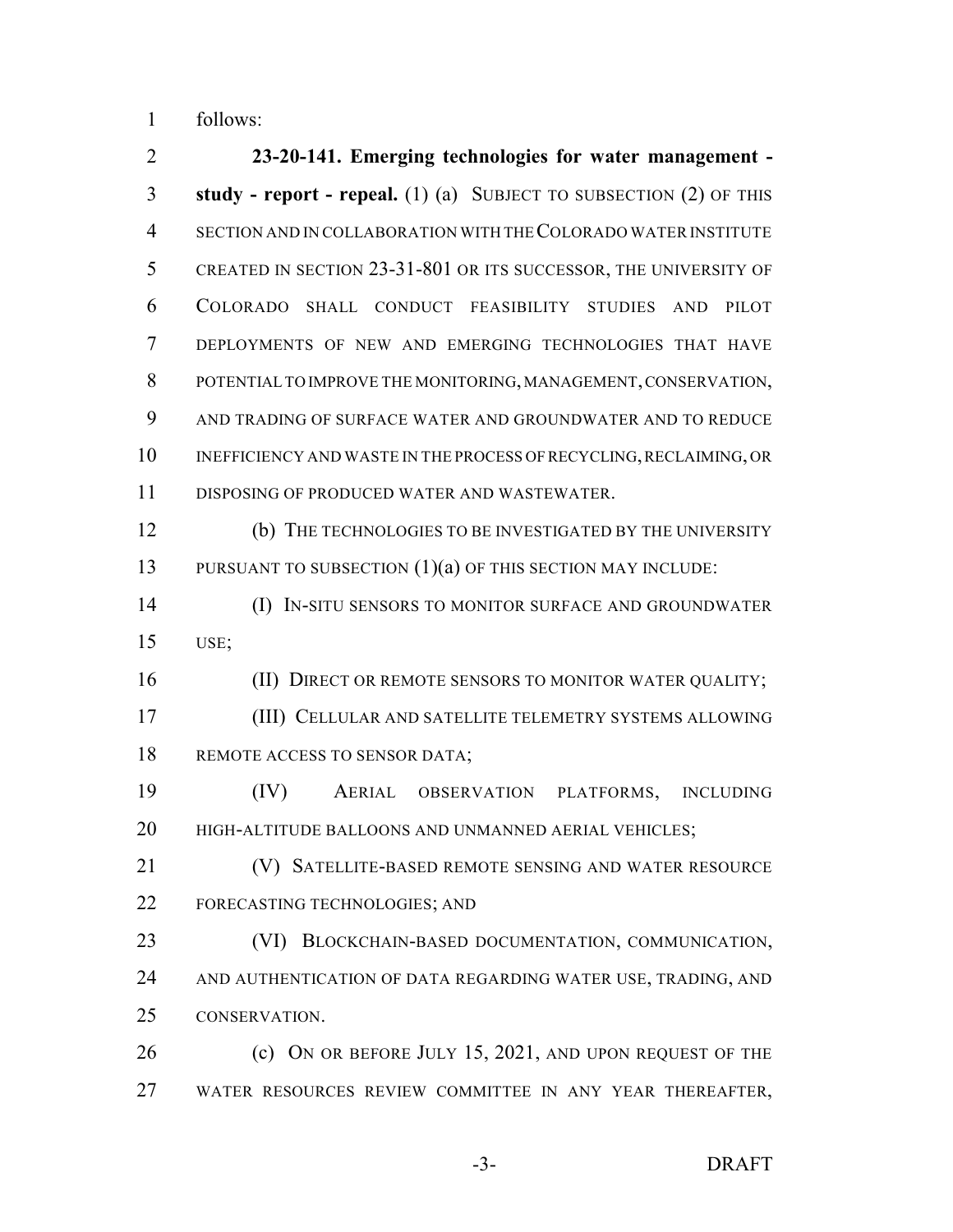follows:

**23-20-141. Emerging technologies for water management - study - report - repeal.** (1) (a) SUBJECT TO SUBSECTION (2) OF THIS SECTION AND IN COLLABORATION WITH THE COLORADO WATER INSTITUTE CREATED IN SECTION 23-31-801 OR ITS SUCCESSOR, THE UNIVERSITY OF COLORADO SHALL CONDUCT FEASIBILITY STUDIES AND PILOT DEPLOYMENTS OF NEW AND EMERGING TECHNOLOGIES THAT HAVE POTENTIAL TO IMPROVE THE MONITORING, MANAGEMENT, CONSERVATION, AND TRADING OF SURFACE WATER AND GROUNDWATER AND TO REDUCE INEFFICIENCY AND WASTE IN THE PROCESS OF RECYCLING, RECLAIMING, OR DISPOSING OF PRODUCED WATER AND WASTEWATER.

(b) THE TECHNOLOGIES TO BE INVESTIGATED BY THE UNIVERSITY PURSUANT TO SUBSECTION (1)(a) OF THIS SECTION MAY INCLUDE:

(I) IN-SITU SENSORS TO MONITOR SURFACE AND GROUNDWATER USE;

(II) DIRECT OR REMOTE SENSORS TO MONITOR WATER QUALITY;

(III) CELLULAR AND SATELLITE TELEMETRY SYSTEMS ALLOWING REMOTE ACCESS TO SENSOR DATA;

(IV) AERIAL OBSERVATION PLATFORMS, INCLUDING HIGH-ALTITUDE BALLOONS AND UNMANNED AERIAL VEHICLES;

(V) SATELLITE-BASED REMOTE SENSING AND WATER RESOURCE FORECASTING TECHNOLOGIES; AND

(VI) BLOCKCHAIN-BASED DOCUMENTATION, COMMUNICATION, AND AUTHENTICATION OF DATA REGARDING WATER USE, TRADING, AND CONSERVATION.

(c) ON OR BEFORE JULY 15, 2021, AND UPON REQUEST OF THE WATER RESOURCES REVIEW COMMITTEE IN ANY YEAR THEREAFTER,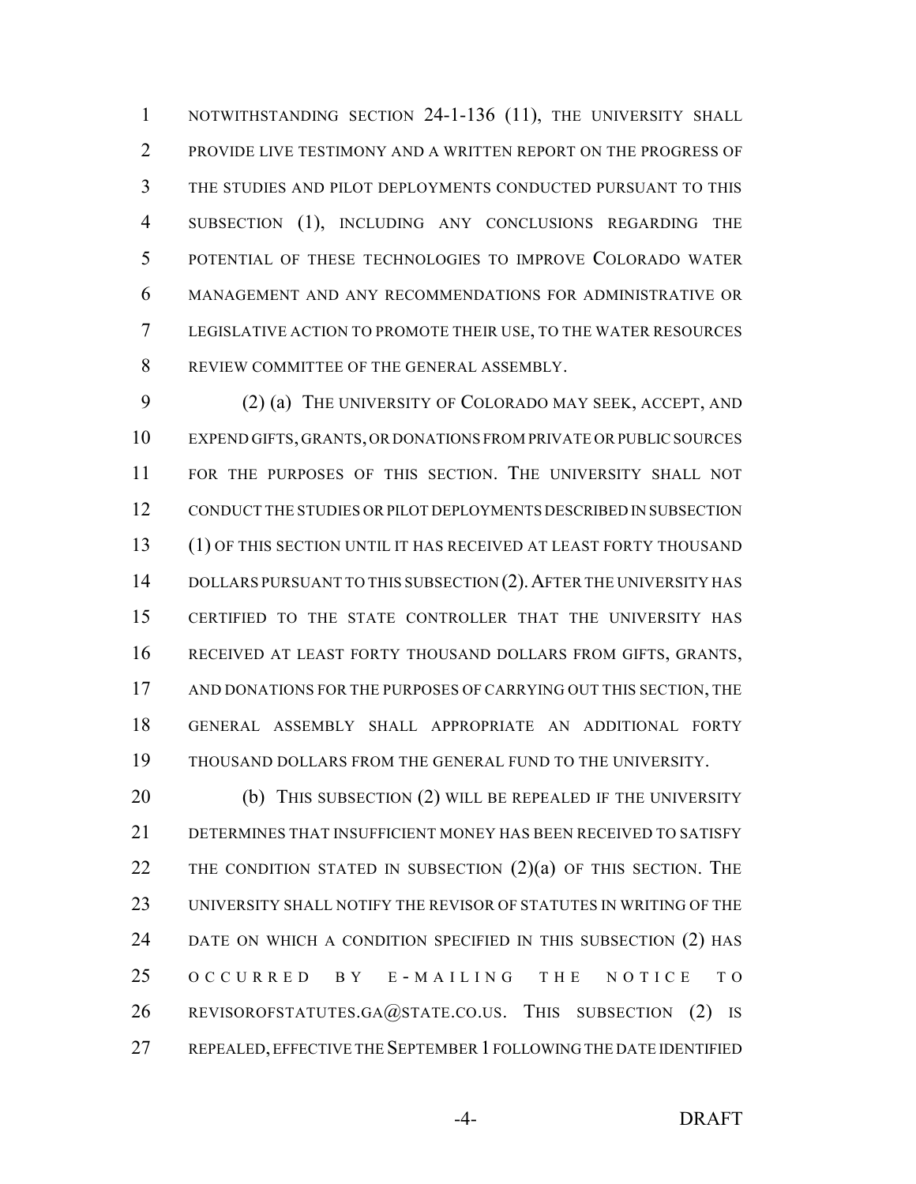NOTWITHSTANDING SECTION 24-1-136 (11), THE UNIVERSITY SHALL PROVIDE LIVE TESTIMONY AND A WRITTEN REPORT ON THE PROGRESS OF THE STUDIES AND PILOT DEPLOYMENTS CONDUCTED PURSUANT TO THIS SUBSECTION (1), INCLUDING ANY CONCLUSIONS REGARDING THE POTENTIAL OF THESE TECHNOLOGIES TO IMPROVE COLORADO WATER MANAGEMENT AND ANY RECOMMENDATIONS FOR ADMINISTRATIVE OR LEGISLATIVE ACTION TO PROMOTE THEIR USE, TO THE WATER RESOURCES REVIEW COMMITTEE OF THE GENERAL ASSEMBLY.

(2) (a) THE UNIVERSITY OF COLORADO MAY SEEK, ACCEPT, AND EXPEND GIFTS, GRANTS, OR DONATIONS FROM PRIVATE OR PUBLIC SOURCES FOR THE PURPOSES OF THIS SECTION. THE UNIVERSITY SHALL NOT CONDUCT THE STUDIES OR PILOT DEPLOYMENTS DESCRIBED IN SUBSECTION (1) OF THIS SECTION UNTIL IT HAS RECEIVED AT LEAST FORTY THOUSAND DOLLARS PURSUANT TO THIS SUBSECTION (2). AFTER THE UNIVERSITY HAS CERTIFIED TO THE STATE CONTROLLER THAT THE UNIVERSITY HAS RECEIVED AT LEAST FORTY THOUSAND DOLLARS FROM GIFTS, GRANTS, AND DONATIONS FOR THE PURPOSES OF CARRYING OUT THIS SECTION, THE GENERAL ASSEMBLY SHALL APPROPRIATE AN ADDITIONAL FORTY THOUSAND DOLLARS FROM THE GENERAL FUND TO THE UNIVERSITY.

(b) THIS SUBSECTION (2) WILL BE REPEALED IF THE UNIVERSITY DETERMINES THAT INSUFFICIENT MONEY HAS BEEN RECEIVED TO SATISFY THE CONDITION STATED IN SUBSECTION (2)(a) OF THIS SECTION. THE UNIVERSITY SHALL NOTIFY THE REVISOR OF STATUTES IN WRITING OF THE DATE ON WHICH A CONDITION SPECIFIED IN THIS SUBSECTION (2) HAS OCCURRED BY E-MAILING THE NOTICE TO REVISOROFSTATUTES.GA@STATE.CO.US. THIS SUBSECTION (2) IS REPEALED, EFFECTIVE THE SEPTEMBER 1 FOLLOWING THE DATE IDENTIFIED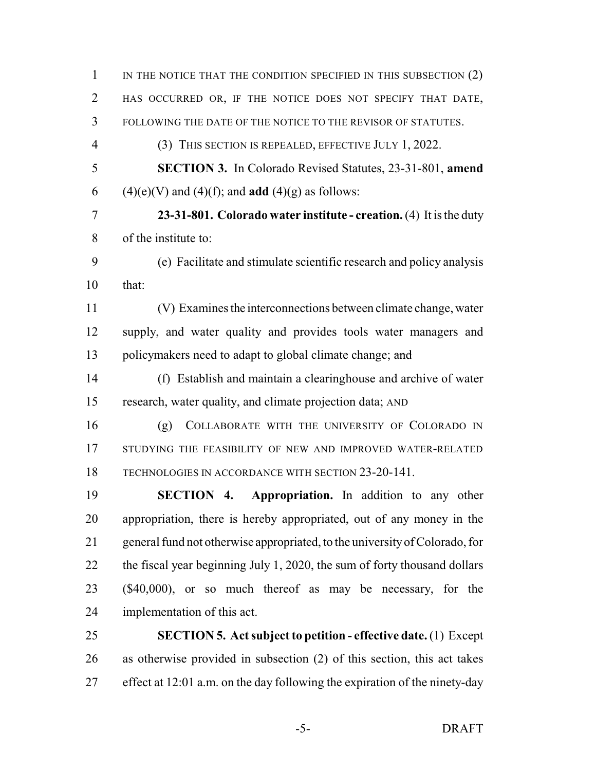IN THE NOTICE THAT THE CONDITION SPECIFIED IN THIS SUBSECTION (2) HAS OCCURRED OR, IF THE NOTICE DOES NOT SPECIFY THAT DATE, FOLLOWING THE DATE OF THE NOTICE TO THE REVISOR OF STATUTES.

(3) THIS SECTION IS REPEALED, EFFECTIVE JULY 1, 2022.

**SECTION 3.** In Colorado Revised Statutes, 23-31-801, **amend** (4)(e)(V) and (4)(f); and **add** (4)(g) as follows:

**23-31-801. Colorado water institute - creation.** (4) It is the duty of the institute to:

(e) Facilitate and stimulate scientific research and policy analysis that:

(V) Examines the interconnections between climate change, water supply, and water quality and provides tools water managers and policymakers need to adapt to global climate change; ~~and~~

(f) Establish and maintain a clearinghouse and archive of water research, water quality, and climate projection data; AND

(g) COLLABORATE WITH THE UNIVERSITY OF COLORADO IN STUDYING THE FEASIBILITY OF NEW AND IMPROVED WATER-RELATED TECHNOLOGIES IN ACCORDANCE WITH SECTION 23-20-141.

**SECTION 4. Appropriation.** In addition to any other appropriation, there is hereby appropriated, out of any money in the general fund not otherwise appropriated, to the university of Colorado, for the fiscal year beginning July 1, 2020, the sum of forty thousand dollars ($40,000), or so much thereof as may be necessary, for the implementation of this act.

**SECTION 5. Act subject to petition - effective date.** (1) Except as otherwise provided in subsection (2) of this section, this act takes effect at 12:01 a.m. on the day following the expiration of the ninety-day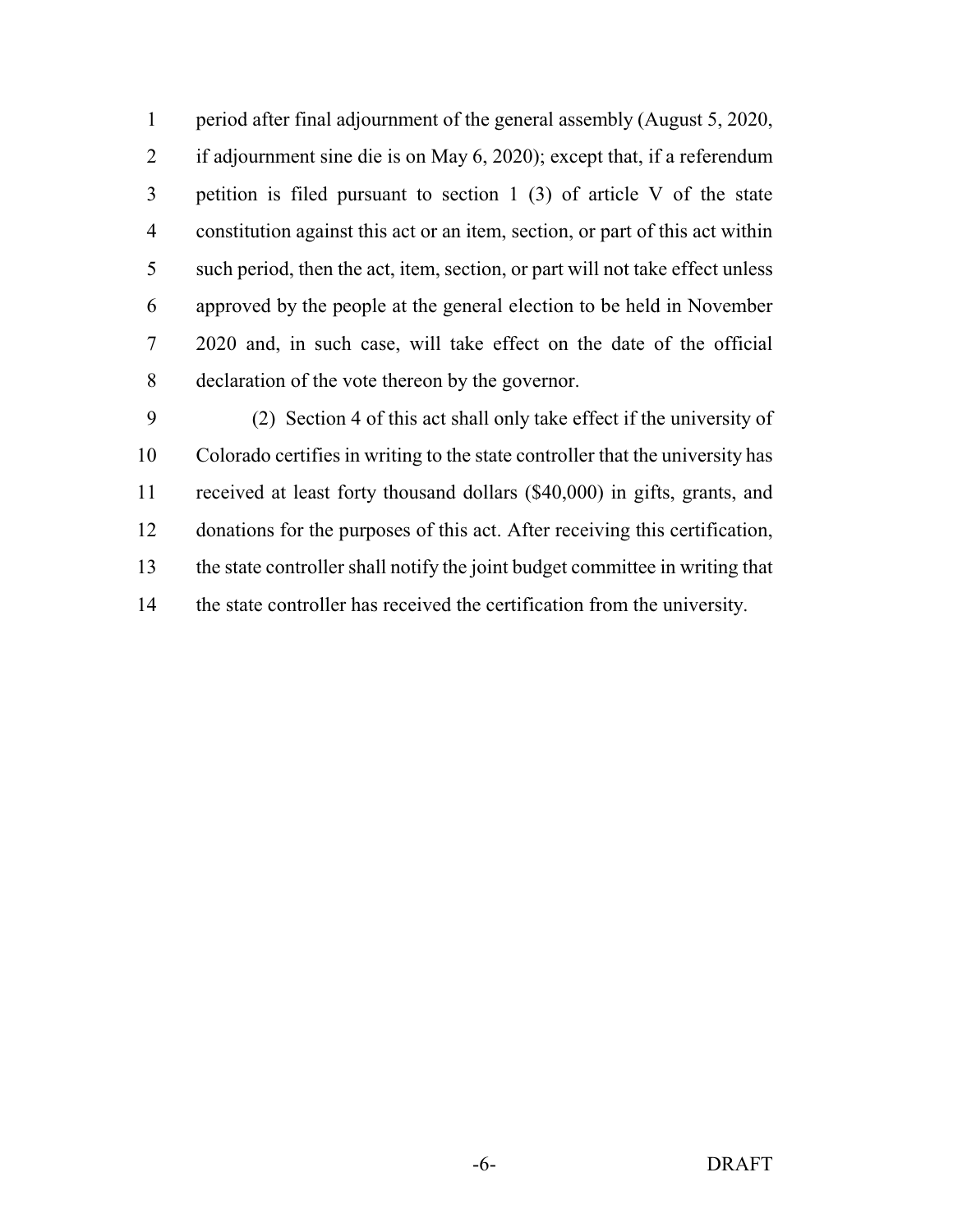period after final adjournment of the general assembly (August 5, 2020, if adjournment sine die is on May 6, 2020); except that, if a referendum petition is filed pursuant to section 1 (3) of article V of the state constitution against this act or an item, section, or part of this act within such period, then the act, item, section, or part will not take effect unless approved by the people at the general election to be held in November 2020 and, in such case, will take effect on the date of the official declaration of the vote thereon by the governor.

(2) Section 4 of this act shall only take effect if the university of Colorado certifies in writing to the state controller that the university has received at least forty thousand dollars ($40,000) in gifts, grants, and donations for the purposes of this act. After receiving this certification, the state controller shall notify the joint budget committee in writing that the state controller has received the certification from the university.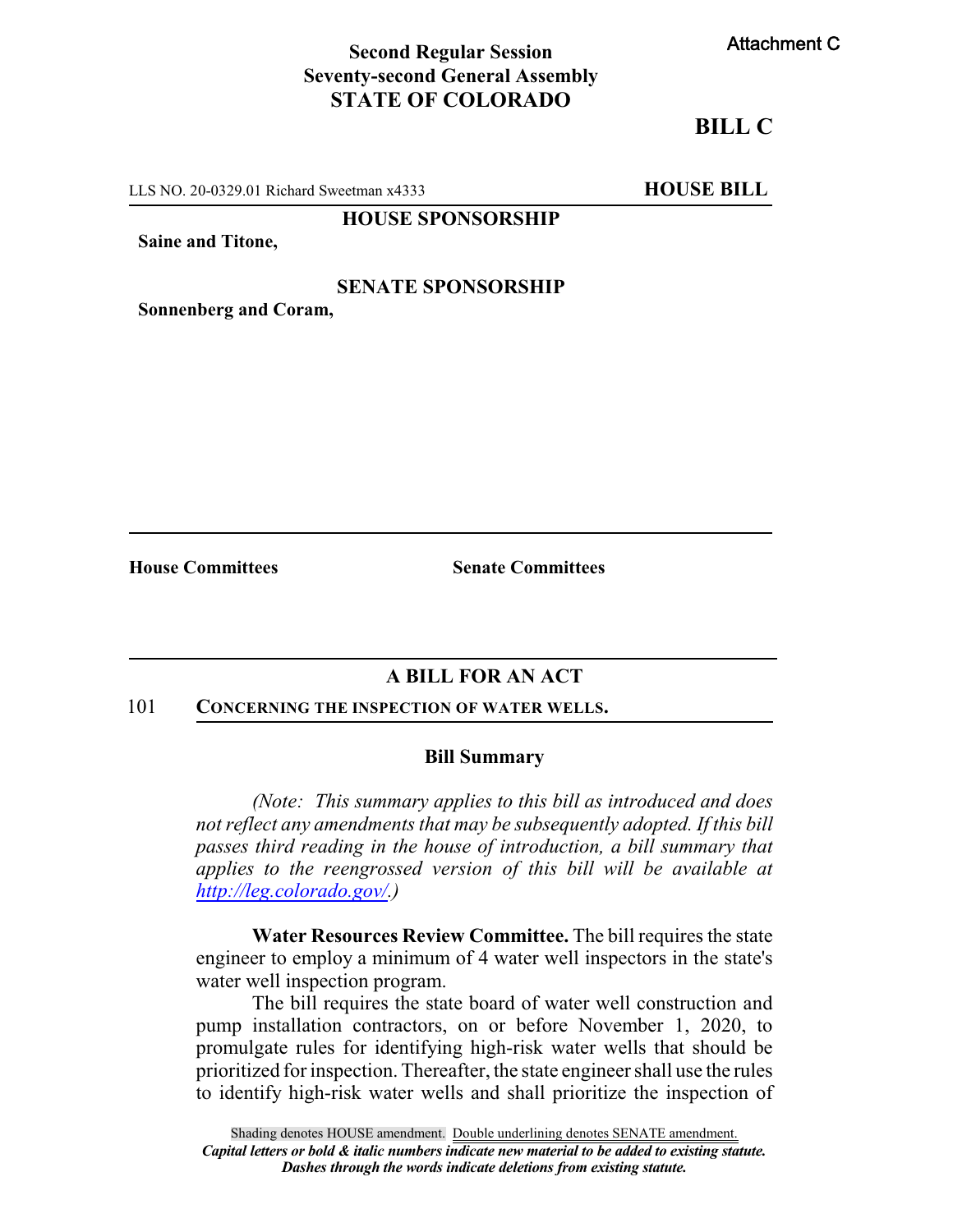Attachment C

**Second Regular Session**
**Seventy-second General Assembly**
**STATE OF COLORADO**

# BILL C

LLS NO. 20-0329.01 Richard Sweetman x4333 **HOUSE BILL**

**HOUSE SPONSORSHIP**

**Saine and Titone,**

**SENATE SPONSORSHIP**

**Sonnenberg and Coram,**

**House Committees** **Senate Committees**

## A BILL FOR AN ACT

101 **CONCERNING THE INSPECTION OF WATER WELLS.**

### Bill Summary

*(Note: This summary applies to this bill as introduced and does not reflect any amendments that may be subsequently adopted. If this bill passes third reading in the house of introduction, a bill summary that applies to the reengrossed version of this bill will be available at http://leg.colorado.gov/.)*

**Water Resources Review Committee.** The bill requires the state engineer to employ a minimum of 4 water well inspectors in the state's water well inspection program.

The bill requires the state board of water well construction and pump installation contractors, on or before November 1, 2020, to promulgate rules for identifying high-risk water wells that should be prioritized for inspection. Thereafter, the state engineer shall use the rules to identify high-risk water wells and shall prioritize the inspection of

Shading denotes HOUSE amendment. Double underlining denotes SENATE amendment.
***Capital letters or bold & italic numbers indicate new material to be added to existing statute.***
***Dashes through the words indicate deletions from existing statute.***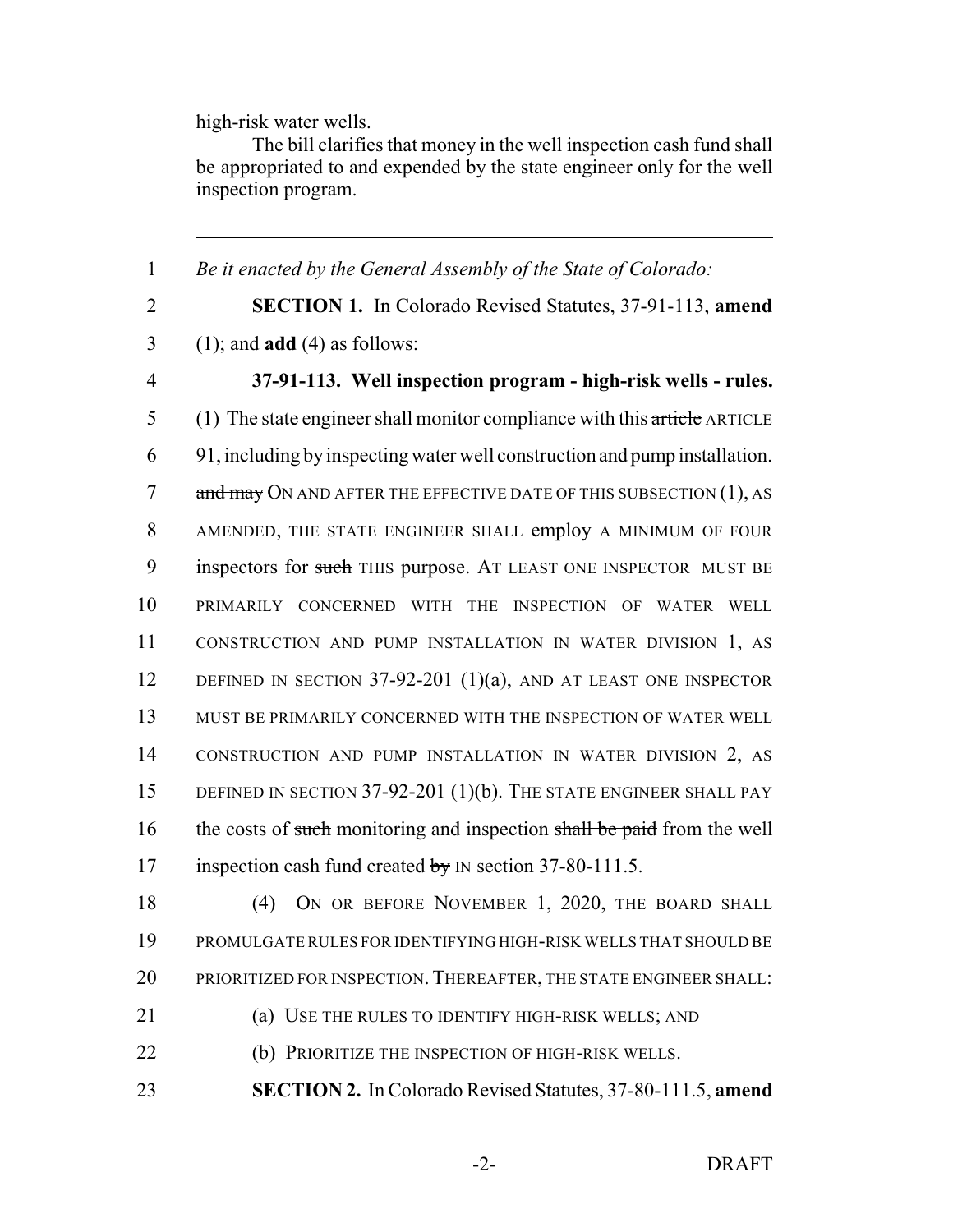high-risk water wells.

The bill clarifies that money in the well inspection cash fund shall be appropriated to and expended by the state engineer only for the well inspection program.

---

1 *Be it enacted by the General Assembly of the State of Colorado:*

2 **SECTION 1.** In Colorado Revised Statutes, 37-91-113, **amend**

3 (1); and **add** (4) as follows:

4 **37-91-113. Well inspection program - high-risk wells - rules.**

5 (1) The state engineer shall monitor compliance with this ~~article~~ ARTICLE

6 91, including by inspecting water well construction and pump installation.

7 ~~and may~~ ON AND AFTER THE EFFECTIVE DATE OF THIS SUBSECTION (1), AS

8 AMENDED, THE STATE ENGINEER SHALL employ A MINIMUM OF FOUR

9 inspectors for ~~such~~ THIS purpose. AT LEAST ONE INSPECTOR MUST BE

10 PRIMARILY CONCERNED WITH THE INSPECTION OF WATER WELL

11 CONSTRUCTION AND PUMP INSTALLATION IN WATER DIVISION 1, AS

12 DEFINED IN SECTION 37-92-201 (1)(a), AND AT LEAST ONE INSPECTOR

13 MUST BE PRIMARILY CONCERNED WITH THE INSPECTION OF WATER WELL

14 CONSTRUCTION AND PUMP INSTALLATION IN WATER DIVISION 2, AS

15 DEFINED IN SECTION 37-92-201 (1)(b). THE STATE ENGINEER SHALL PAY

16 the costs of ~~such~~ monitoring and inspection ~~shall be paid~~ from the well

17 inspection cash fund created ~~by~~ IN section 37-80-111.5.

18 (4) ON OR BEFORE NOVEMBER 1, 2020, THE BOARD SHALL

19 PROMULGATE RULES FOR IDENTIFYING HIGH-RISK WELLS THAT SHOULD BE

20 PRIORITIZED FOR INSPECTION. THEREAFTER, THE STATE ENGINEER SHALL:

21 (a) USE THE RULES TO IDENTIFY HIGH-RISK WELLS; AND

22 (b) PRIORITIZE THE INSPECTION OF HIGH-RISK WELLS.

23 **SECTION 2.** In Colorado Revised Statutes, 37-80-111.5, **amend**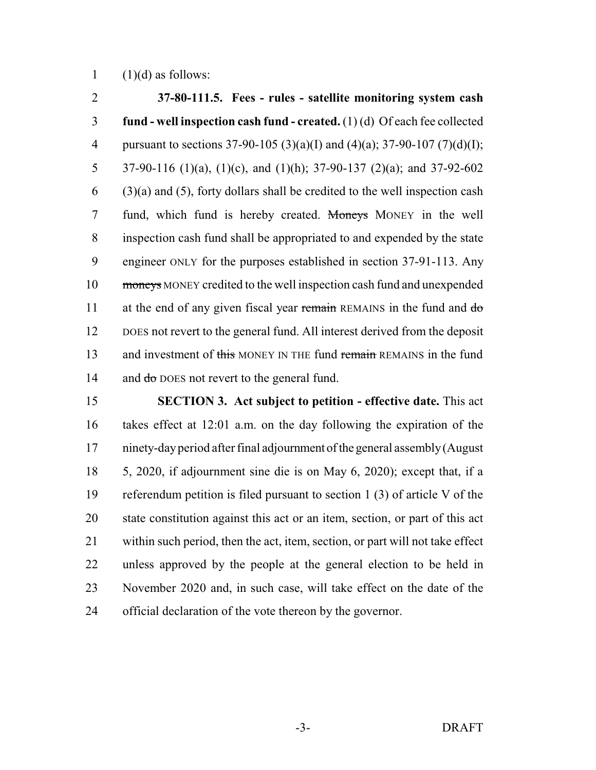(1)(d) as follows:

**37-80-111.5. Fees - rules - satellite monitoring system cash fund - well inspection cash fund - created.** (1) (d) Of each fee collected pursuant to sections 37-90-105 (3)(a)(I) and (4)(a); 37-90-107 (7)(d)(I); 37-90-116 (1)(a), (1)(c), and (1)(h); 37-90-137 (2)(a); and 37-92-602 (3)(a) and (5), forty dollars shall be credited to the well inspection cash fund, which fund is hereby created. ~~Moneys~~ MONEY in the well inspection cash fund shall be appropriated to and expended by the state engineer ONLY for the purposes established in section 37-91-113. Any ~~moneys~~ MONEY credited to the well inspection cash fund and unexpended at the end of any given fiscal year ~~remain~~ REMAINS in the fund and ~~do~~ DOES not revert to the general fund. All interest derived from the deposit and investment of ~~this~~ MONEY IN THE fund ~~remain~~ REMAINS in the fund and ~~do~~ DOES not revert to the general fund.

**SECTION 3. Act subject to petition - effective date.** This act takes effect at 12:01 a.m. on the day following the expiration of the ninety-day period after final adjournment of the general assembly (August 5, 2020, if adjournment sine die is on May 6, 2020); except that, if a referendum petition is filed pursuant to section 1 (3) of article V of the state constitution against this act or an item, section, or part of this act within such period, then the act, item, section, or part will not take effect unless approved by the people at the general election to be held in November 2020 and, in such case, will take effect on the date of the official declaration of the vote thereon by the governor.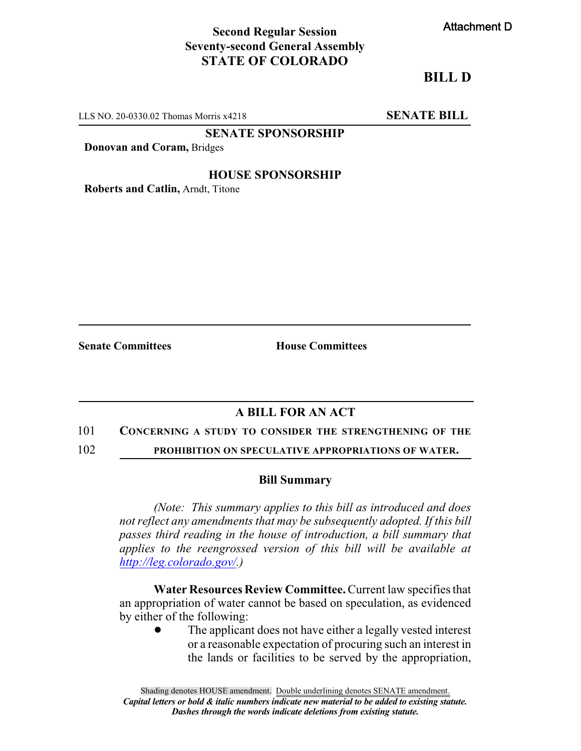Attachment D

**Second Regular Session**
**Seventy-second General Assembly**
**STATE OF COLORADO**

# BILL D

LLS NO. 20-0330.02 Thomas Morris x4218 **SENATE BILL**

**SENATE SPONSORSHIP**

**Donovan and Coram,** Bridges

**HOUSE SPONSORSHIP**

**Roberts and Catlin,** Arndt, Titone

**Senate Committees** **House Committees**

## A BILL FOR AN ACT

101 **CONCERNING A STUDY TO CONSIDER THE STRENGTHENING OF THE**
102 **PROHIBITION ON SPECULATIVE APPROPRIATIONS OF WATER.**

### Bill Summary

*(Note: This summary applies to this bill as introduced and does not reflect any amendments that may be subsequently adopted. If this bill passes third reading in the house of introduction, a bill summary that applies to the reengrossed version of this bill will be available at http://leg.colorado.gov/.)*

**Water Resources Review Committee.** Current law specifies that an appropriation of water cannot be based on speculation, as evidenced by either of the following:

- The applicant does not have either a legally vested interest or a reasonable expectation of procuring such an interest in the lands or facilities to be served by the appropriation,

Shading denotes HOUSE amendment. Double underlining denotes SENATE amendment.
*Capital letters or bold & italic numbers indicate new material to be added to existing statute.*
*Dashes through the words indicate deletions from existing statute.*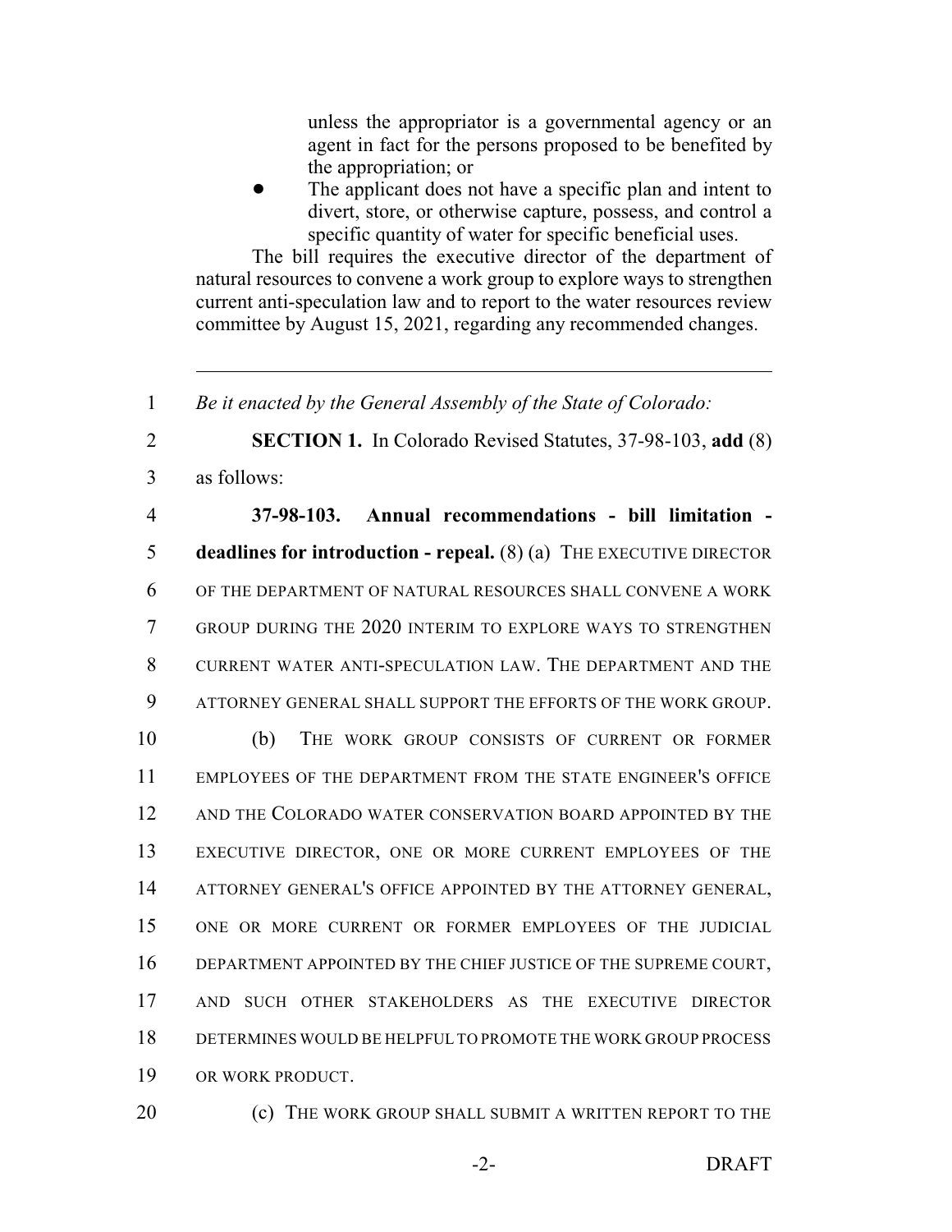unless the appropriator is a governmental agency or an agent in fact for the persons proposed to be benefited by the appropriation; or

- The applicant does not have a specific plan and intent to divert, store, or otherwise capture, possess, and control a specific quantity of water for specific beneficial uses.

The bill requires the executive director of the department of natural resources to convene a work group to explore ways to strengthen current anti-speculation law and to report to the water resources review committee by August 15, 2021, regarding any recommended changes.

---

1 *Be it enacted by the General Assembly of the State of Colorado:*

2 **SECTION 1.** In Colorado Revised Statutes, 37-98-103, **add** (8)
3 as follows:

4 **37-98-103. Annual recommendations - bill limitation -**
5 **deadlines for introduction - repeal.** (8) (a) THE EXECUTIVE DIRECTOR
6 OF THE DEPARTMENT OF NATURAL RESOURCES SHALL CONVENE A WORK
7 GROUP DURING THE 2020 INTERIM TO EXPLORE WAYS TO STRENGTHEN
8 CURRENT WATER ANTI-SPECULATION LAW. THE DEPARTMENT AND THE
9 ATTORNEY GENERAL SHALL SUPPORT THE EFFORTS OF THE WORK GROUP.

10 (b) THE WORK GROUP CONSISTS OF CURRENT OR FORMER
11 EMPLOYEES OF THE DEPARTMENT FROM THE STATE ENGINEER'S OFFICE
12 AND THE COLORADO WATER CONSERVATION BOARD APPOINTED BY THE
13 EXECUTIVE DIRECTOR, ONE OR MORE CURRENT EMPLOYEES OF THE
14 ATTORNEY GENERAL'S OFFICE APPOINTED BY THE ATTORNEY GENERAL,
15 ONE OR MORE CURRENT OR FORMER EMPLOYEES OF THE JUDICIAL
16 DEPARTMENT APPOINTED BY THE CHIEF JUSTICE OF THE SUPREME COURT,
17 AND SUCH OTHER STAKEHOLDERS AS THE EXECUTIVE DIRECTOR
18 DETERMINES WOULD BE HELPFUL TO PROMOTE THE WORK GROUP PROCESS
19 OR WORK PRODUCT.

20 (c) THE WORK GROUP SHALL SUBMIT A WRITTEN REPORT TO THE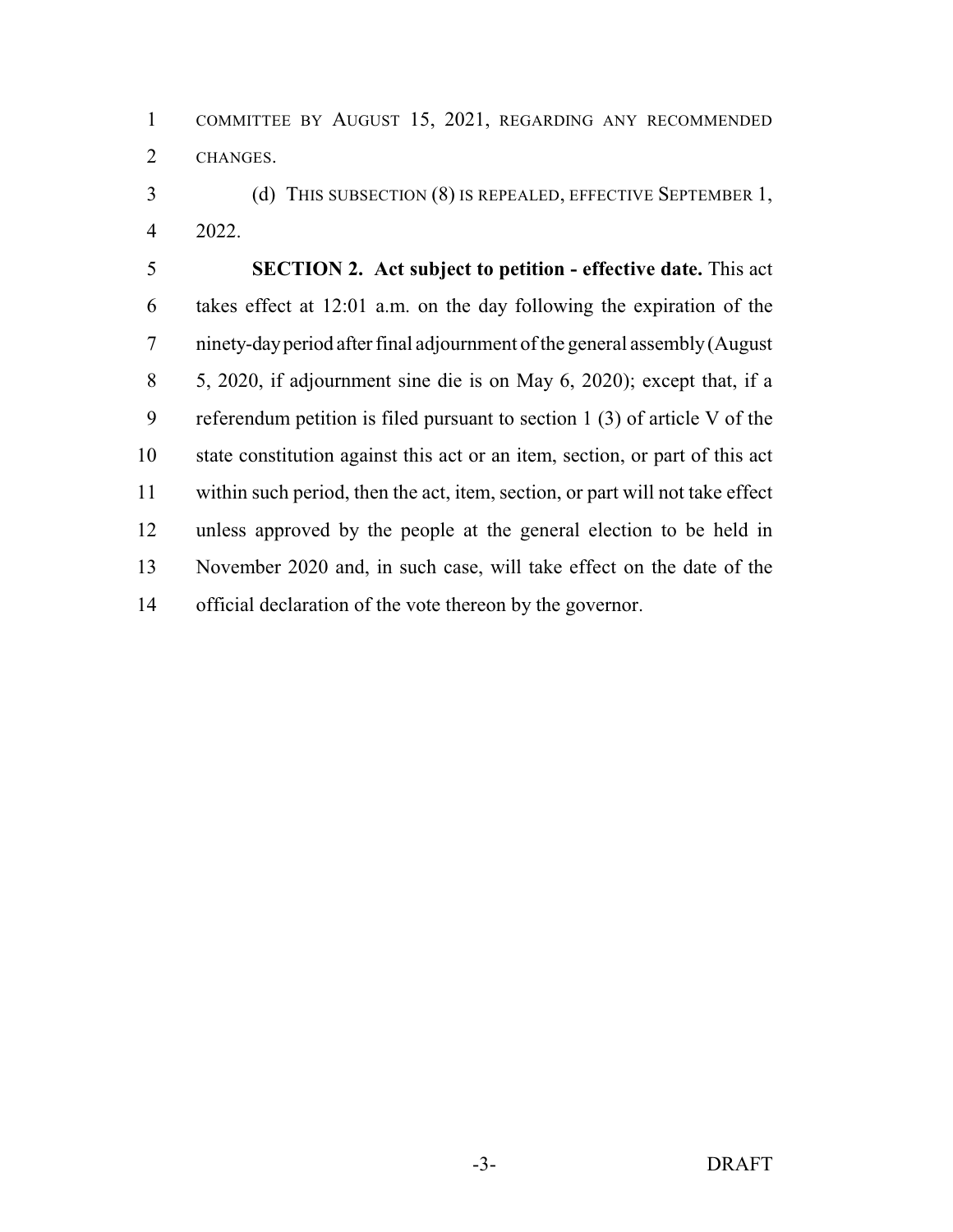COMMITTEE BY AUGUST 15, 2021, REGARDING ANY RECOMMENDED CHANGES.

(d) THIS SUBSECTION (8) IS REPEALED, EFFECTIVE SEPTEMBER 1, 2022.

**SECTION 2. Act subject to petition - effective date.** This act takes effect at 12:01 a.m. on the day following the expiration of the ninety-day period after final adjournment of the general assembly (August 5, 2020, if adjournment sine die is on May 6, 2020); except that, if a referendum petition is filed pursuant to section 1 (3) of article V of the state constitution against this act or an item, section, or part of this act within such period, then the act, item, section, or part will not take effect unless approved by the people at the general election to be held in November 2020 and, in such case, will take effect on the date of the official declaration of the vote thereon by the governor.